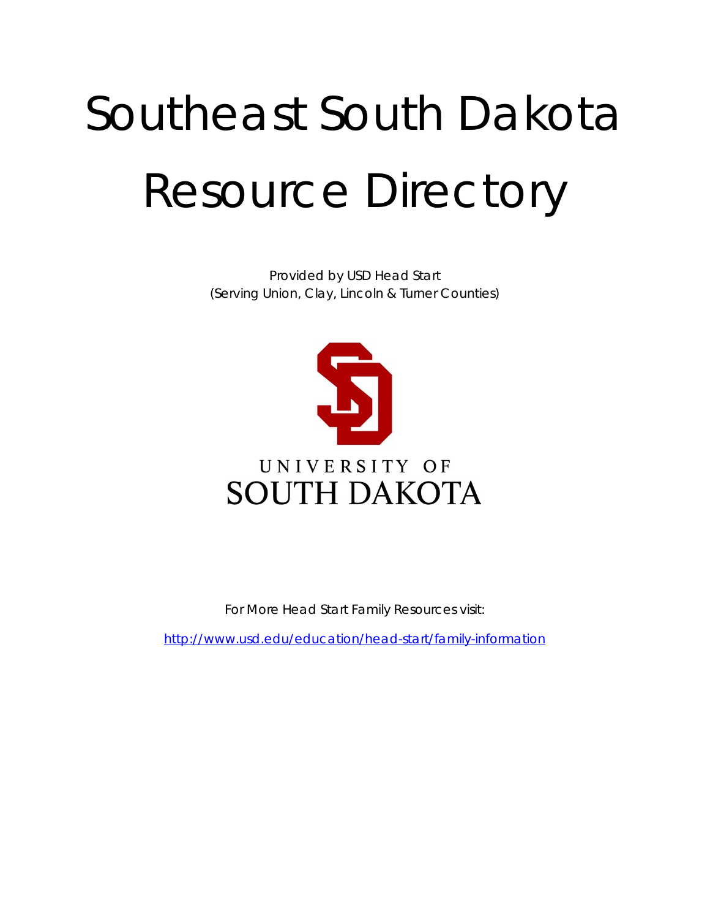# Southeast South Dakota Resource Directory

Provided by USD Head Start
(Serving Union, Clay, Lincoln & Turner Counties)

UNIVERSITY OF
SOUTH DAKOTA

For More Head Start Family Resources visit:

http://www.usd.edu/education/head-start/family-information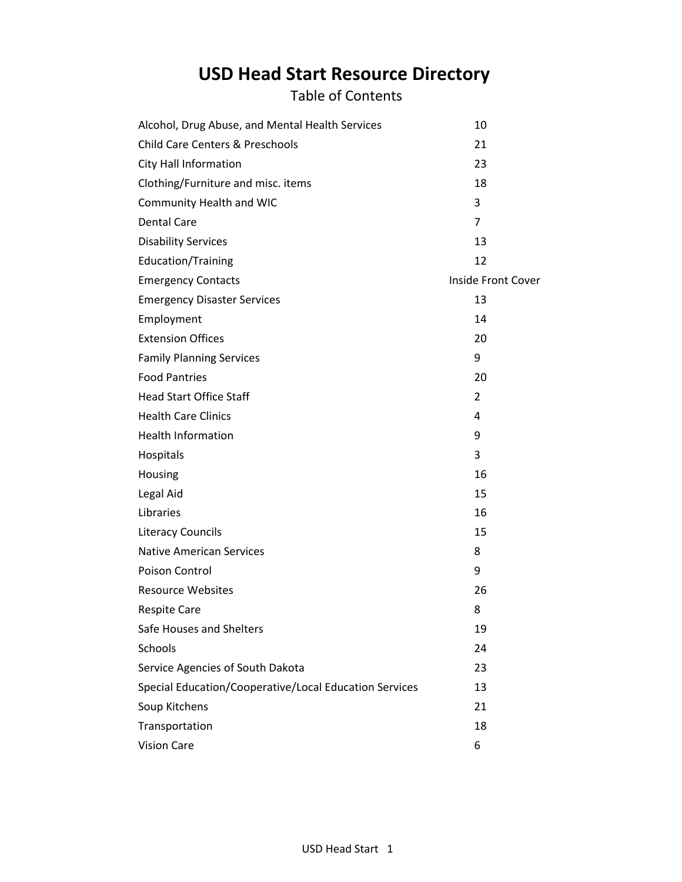# USD Head Start Resource Directory

## Table of Contents

| | |
|---|---|
| Alcohol, Drug Abuse, and Mental Health Services | 10 |
| Child Care Centers & Preschools | 21 |
| City Hall Information | 23 |
| Clothing/Furniture and misc. items | 18 |
| Community Health and WIC | 3 |
| Dental Care | 7 |
| Disability Services | 13 |
| Education/Training | 12 |
| Emergency Contacts | Inside Front Cover |
| Emergency Disaster Services | 13 |
| Employment | 14 |
| Extension Offices | 20 |
| Family Planning Services | 9 |
| Food Pantries | 20 |
| Head Start Office Staff | 2 |
| Health Care Clinics | 4 |
| Health Information | 9 |
| Hospitals | 3 |
| Housing | 16 |
| Legal Aid | 15 |
| Libraries | 16 |
| Literacy Councils | 15 |
| Native American Services | 8 |
| Poison Control | 9 |
| Resource Websites | 26 |
| Respite Care | 8 |
| Safe Houses and Shelters | 19 |
| Schools | 24 |
| Service Agencies of South Dakota | 23 |
| Special Education/Cooperative/Local Education Services | 13 |
| Soup Kitchens | 21 |
| Transportation | 18 |
| Vision Care | 6 |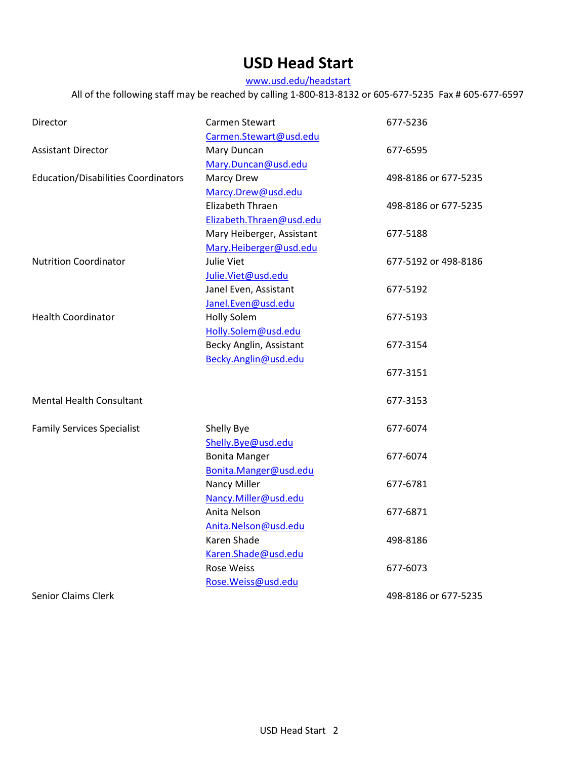# USD Head Start

www.usd.edu/headstart

All of the following staff may be reached by calling 1-800-813-8132 or 605-677-5235 Fax # 605-677-6597

| | | |
|---|---|---|
| Director | Carmen Stewart<br>Carmen.Stewart@usd.edu | 677-5236 |
| Assistant Director | Mary Duncan<br>Mary.Duncan@usd.edu | 677-6595 |
| Education/Disabilities Coordinators | Marcy Drew<br>Marcy.Drew@usd.edu | 498-8186 or 677-5235 |
| | Elizabeth Thraen<br>Elizabeth.Thraen@usd.edu | 498-8186 or 677-5235 |
| | Mary Heiberger, Assistant<br>Mary.Heiberger@usd.edu | 677-5188 |
| Nutrition Coordinator | Julie Viet<br>Julie.Viet@usd.edu | 677-5192 or 498-8186 |
| | Janel Even, Assistant<br>Janel.Even@usd.edu | 677-5192 |
| Health Coordinator | Holly Solem<br>Holly.Solem@usd.edu | 677-5193 |
| | Becky Anglin, Assistant<br>Becky.Anglin@usd.edu | 677-3154 |
| | | 677-3151 |
| Mental Health Consultant | | 677-3153 |
| Family Services Specialist | Shelly Bye<br>Shelly.Bye@usd.edu | 677-6074 |
| | Bonita Manger<br>Bonita.Manger@usd.edu | 677-6074 |
| | Nancy Miller<br>Nancy.Miller@usd.edu | 677-6781 |
| | Anita Nelson<br>Anita.Nelson@usd.edu | 677-6871 |
| | Karen Shade<br>Karen.Shade@usd.edu | 498-8186 |
| | Rose Weiss<br>Rose.Weiss@usd.edu | 677-6073 |
| Senior Claims Clerk | | 498-8186 or 677-5235 |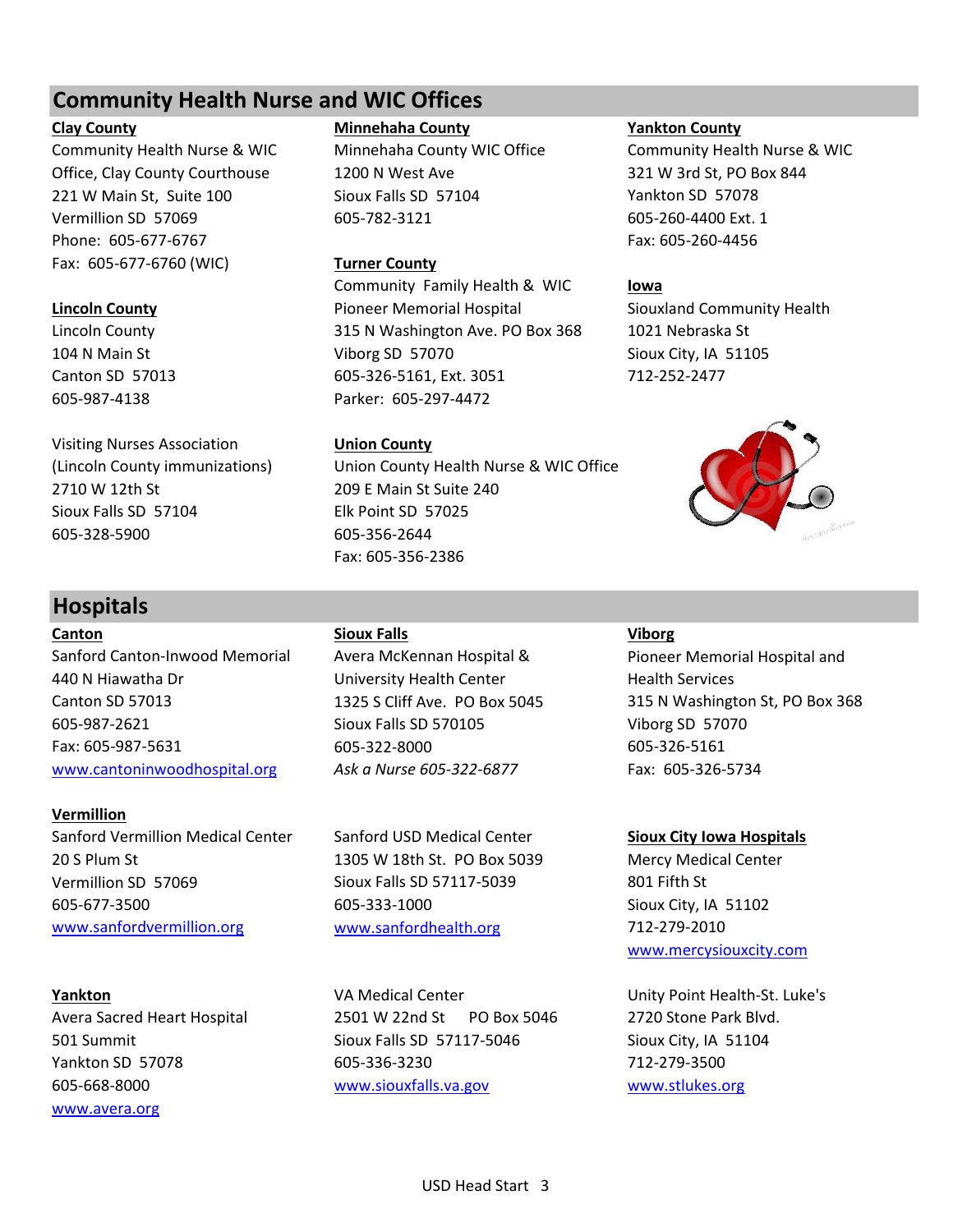## Community Health Nurse and WIC Offices

**Clay County**
Community Health Nurse & WIC Office, Clay County Courthouse
221 W Main St, Suite 100
Vermillion SD 57069
Phone: 605-677-6767
Fax: 605-677-6760 (WIC)

**Lincoln County**
Lincoln County
104 N Main St
Canton SD 57013
605-987-4138

Visiting Nurses Association
(Lincoln County immunizations)
2710 W 12th St
Sioux Falls SD 57104
605-328-5900

**Minnehaha County**
Minnehaha County WIC Office
1200 N West Ave
Sioux Falls SD 57104
605-782-3121

**Turner County**
Community Family Health & WIC
Pioneer Memorial Hospital
315 N Washington Ave. PO Box 368
Viborg SD 57070
605-326-5161, Ext. 3051
Parker: 605-297-4472

**Union County**
Union County Health Nurse & WIC Office
209 E Main St Suite 240
Elk Point SD 57025
605-356-2644
Fax: 605-356-2386

**Yankton County**
Community Health Nurse & WIC
321 W 3rd St, PO Box 844
Yankton SD 57078
605-260-4400 Ext. 1
Fax: 605-260-4456

**Iowa**
Siouxland Community Health
1021 Nebraska St
Sioux City, IA 51105
712-252-2477

## Hospitals

**Canton**
Sanford Canton-Inwood Memorial
440 N Hiawatha Dr
Canton SD 57013
605-987-2621
Fax: 605-987-5631
www.cantoninwoodhospital.org

**Vermillion**
Sanford Vermillion Medical Center
20 S Plum St
Vermillion SD 57069
605-677-3500
www.sanfordvermillion.org

**Yankton**
Avera Sacred Heart Hospital
501 Summit
Yankton SD 57078
605-668-8000
www.avera.org

**Sioux Falls**
Avera McKennan Hospital & University Health Center
1325 S Cliff Ave. PO Box 5045
Sioux Falls SD 570105
605-322-8000
*Ask a Nurse 605-322-6877*

Sanford USD Medical Center
1305 W 18th St. PO Box 5039
Sioux Falls SD 57117-5039
605-333-1000
www.sanfordhealth.org

VA Medical Center
2501 W 22nd St PO Box 5046
Sioux Falls SD 57117-5046
605-336-3230
www.siouxfalls.va.gov

**Viborg**
Pioneer Memorial Hospital and Health Services
315 N Washington St, PO Box 368
Viborg SD 57070
605-326-5161
Fax: 605-326-5734

**Sioux City Iowa Hospitals**
Mercy Medical Center
801 Fifth St
Sioux City, IA 51102
712-279-2010
www.mercysiouxcity.com

Unity Point Health-St. Luke's
2720 Stone Park Blvd.
Sioux City, IA 51104
712-279-3500
www.stlukes.org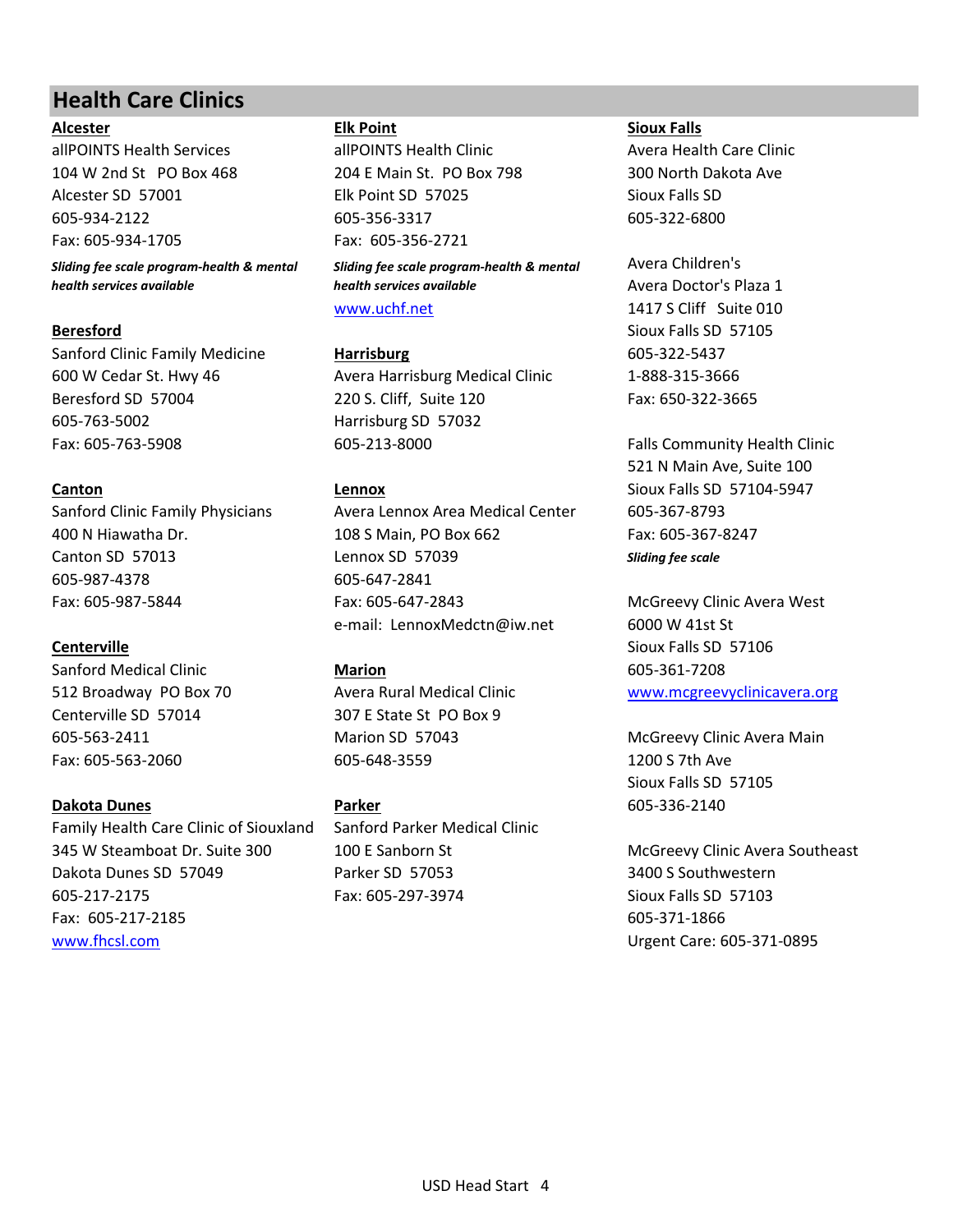## Health Care Clinics

**Alcester**

allPOINTS Health Services
104 W 2nd St PO Box 468
Alcester SD 57001
605-934-2122
Fax: 605-934-1705

***Sliding fee scale program-health & mental health services available***

**Beresford**

Sanford Clinic Family Medicine
600 W Cedar St. Hwy 46
Beresford SD 57004
605-763-5002
Fax: 605-763-5908

**Canton**

Sanford Clinic Family Physicians
400 N Hiawatha Dr.
Canton SD 57013
605-987-4378
Fax: 605-987-5844

**Centerville**

Sanford Medical Clinic
512 Broadway PO Box 70
Centerville SD 57014
605-563-2411
Fax: 605-563-2060

**Dakota Dunes**

Family Health Care Clinic of Siouxland
345 W Steamboat Dr. Suite 300
Dakota Dunes SD 57049
605-217-2175
Fax: 605-217-2185
www.fhcsl.com

**Elk Point**

allPOINTS Health Clinic
204 E Main St. PO Box 798
Elk Point SD 57025
605-356-3317
Fax: 605-356-2721

***Sliding fee scale program-health & mental health services available***

www.uchf.net

**Harrisburg**

Avera Harrisburg Medical Clinic
220 S. Cliff, Suite 120
Harrisburg SD 57032
605-213-8000

**Lennox**

Avera Lennox Area Medical Center
108 S Main, PO Box 662
Lennox SD 57039
605-647-2841
Fax: 605-647-2843
e-mail: LennoxMedctn@iw.net

**Marion**

Avera Rural Medical Clinic
307 E State St PO Box 9
Marion SD 57043
605-648-3559

**Parker**

Sanford Parker Medical Clinic
100 E Sanborn St
Parker SD 57053
Fax: 605-297-3974

**Sioux Falls**

Avera Health Care Clinic
300 North Dakota Ave
Sioux Falls SD
605-322-6800

Avera Children's
Avera Doctor's Plaza 1
1417 S Cliff Suite 010
Sioux Falls SD 57105
605-322-5437
1-888-315-3666
Fax: 650-322-3665

Falls Community Health Clinic
521 N Main Ave, Suite 100
Sioux Falls SD 57104-5947
605-367-8793
Fax: 605-367-8247

***Sliding fee scale***

McGreevy Clinic Avera West
6000 W 41st St
Sioux Falls SD 57106
605-361-7208
www.mcgreevyclinicavera.org

McGreevy Clinic Avera Main
1200 S 7th Ave
Sioux Falls SD 57105
605-336-2140

McGreevy Clinic Avera Southeast
3400 S Southwestern
Sioux Falls SD 57103
605-371-1866
Urgent Care: 605-371-0895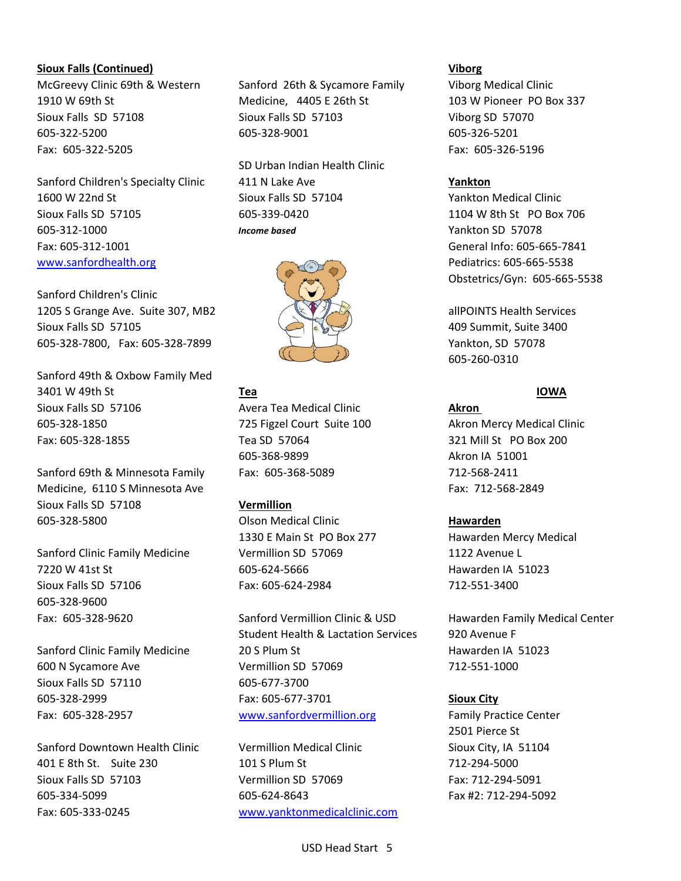**Sioux Falls (Continued)**

McGreevy Clinic 69th & Western
1910 W 69th St
Sioux Falls SD 57108
605-322-5200
Fax: 605-322-5205

Sanford Children's Specialty Clinic
1600 W 22nd St
Sioux Falls SD 57105
605-312-1000
Fax: 605-312-1001
www.sanfordhealth.org

Sanford Children's Clinic
1205 S Grange Ave. Suite 307, MB2
Sioux Falls SD 57105
605-328-7800, Fax: 605-328-7899

Sanford 49th & Oxbow Family Med
3401 W 49th St
Sioux Falls SD 57106
605-328-1850
Fax: 605-328-1855

Sanford 69th & Minnesota Family Medicine, 6110 S Minnesota Ave
Sioux Falls SD 57108
605-328-5800

Sanford Clinic Family Medicine
7220 W 41st St
Sioux Falls SD 57106
605-328-9600
Fax: 605-328-9620

Sanford Clinic Family Medicine
600 N Sycamore Ave
Sioux Falls SD 57110
605-328-2999
Fax: 605-328-2957

Sanford Downtown Health Clinic
401 E 8th St. Suite 230
Sioux Falls SD 57103
605-334-5099
Fax: 605-333-0245

Sanford 26th & Sycamore Family Medicine, 4405 E 26th St
Sioux Falls SD 57103
605-328-9001

SD Urban Indian Health Clinic
411 N Lake Ave
Sioux Falls SD 57104
605-339-0420
***Income based***

**Tea**

Avera Tea Medical Clinic
725 Figzel Court Suite 100
Tea SD 57064
605-368-9899
Fax: 605-368-5089

**Vermillion**

Olson Medical Clinic
1330 E Main St PO Box 277
Vermillion SD 57069
605-624-5666
Fax: 605-624-2984

Sanford Vermillion Clinic & USD Student Health & Lactation Services
20 S Plum St
Vermillion SD 57069
605-677-3700
Fax: 605-677-3701
www.sanfordvermillion.org

Vermillion Medical Clinic
101 S Plum St
Vermillion SD 57069
605-624-8643
www.yanktonmedicalclinic.com

**Viborg**

Viborg Medical Clinic
103 W Pioneer PO Box 337
Viborg SD 57070
605-326-5201
Fax: 605-326-5196

**Yankton**

Yankton Medical Clinic
1104 W 8th St PO Box 706
Yankton SD 57078
General Info: 605-665-7841
Pediatrics: 605-665-5538
Obstetrics/Gyn: 605-665-5538

allPOINTS Health Services
409 Summit, Suite 3400
Yankton, SD 57078
605-260-0310

## IOWA

**Akron**

Akron Mercy Medical Clinic
321 Mill St PO Box 200
Akron IA 51001
712-568-2411
Fax: 712-568-2849

**Hawarden**

Hawarden Mercy Medical
1122 Avenue L
Hawarden IA 51023
712-551-3400

Hawarden Family Medical Center
920 Avenue F
Hawarden IA 51023
712-551-1000

**Sioux City**

Family Practice Center
2501 Pierce St
Sioux City, IA 51104
712-294-5000
Fax: 712-294-5091
Fax #2: 712-294-5092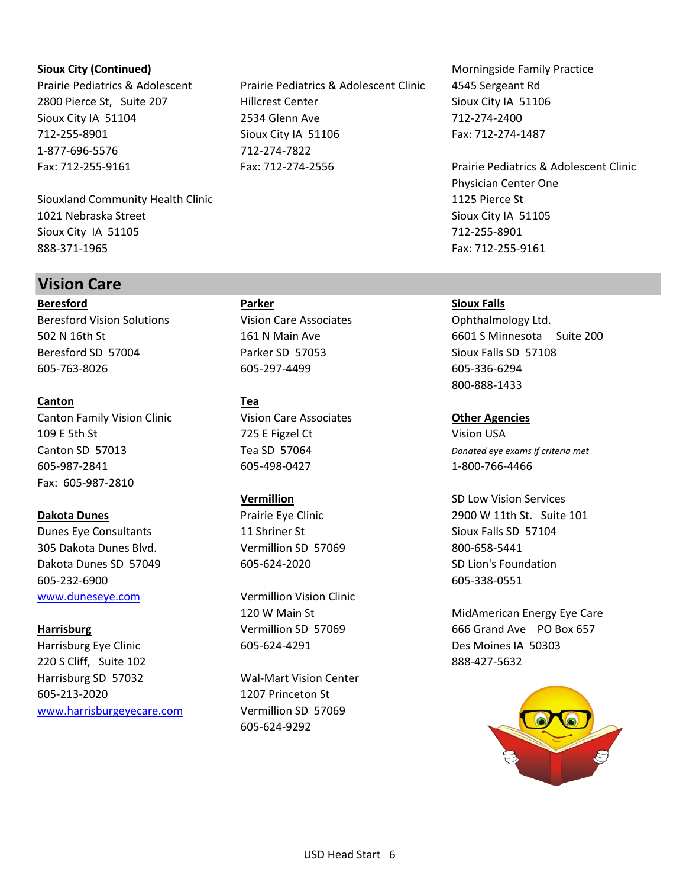**Sioux City (Continued)**

Prairie Pediatrics & Adolescent
2800 Pierce St, Suite 207
Sioux City IA 51104
712-255-8901
1-877-696-5576
Fax: 712-255-9161

Siouxland Community Health Clinic
1021 Nebraska Street
Sioux City IA 51105
888-371-1965

Prairie Pediatrics & Adolescent Clinic
Hillcrest Center
2534 Glenn Ave
Sioux City IA 51106
712-274-7822
Fax: 712-274-2556

Morningside Family Practice
4545 Sergeant Rd
Sioux City IA 51106
712-274-2400
Fax: 712-274-1487

Prairie Pediatrics & Adolescent Clinic
Physician Center One
1125 Pierce St
Sioux City IA 51105
712-255-8901
Fax: 712-255-9161

## Vision Care

**Beresford**

Beresford Vision Solutions
502 N 16th St
Beresford SD 57004
605-763-8026

**Canton**

Canton Family Vision Clinic
109 E 5th St
Canton SD 57013
605-987-2841
Fax: 605-987-2810

**Dakota Dunes**

Dunes Eye Consultants
305 Dakota Dunes Blvd.
Dakota Dunes SD 57049
605-232-6900
www.duneseye.com

**Harrisburg**

Harrisburg Eye Clinic
220 S Cliff, Suite 102
Harrisburg SD 57032
605-213-2020
www.harrisburgeyecare.com

**Parker**

Vision Care Associates
161 N Main Ave
Parker SD 57053
605-297-4499

**Tea**

Vision Care Associates
725 E Figzel Ct
Tea SD 57064
605-498-0427

**Vermillion**

Prairie Eye Clinic
11 Shriner St
Vermillion SD 57069
605-624-2020

Vermillion Vision Clinic
120 W Main St
Vermillion SD 57069
605-624-4291

Wal-Mart Vision Center
1207 Princeton St
Vermillion SD 57069
605-624-9292

**Sioux Falls**

Ophthalmology Ltd.
6601 S Minnesota Suite 200
Sioux Falls SD 57108
605-336-6294
800-888-1433

**Other Agencies**

Vision USA
*Donated eye exams if criteria met*
1-800-766-4466

SD Low Vision Services
2900 W 11th St. Suite 101
Sioux Falls SD 57104
800-658-5441

SD Lion's Foundation
605-338-0551

MidAmerican Energy Eye Care
666 Grand Ave PO Box 657
Des Moines IA 50303
888-427-5632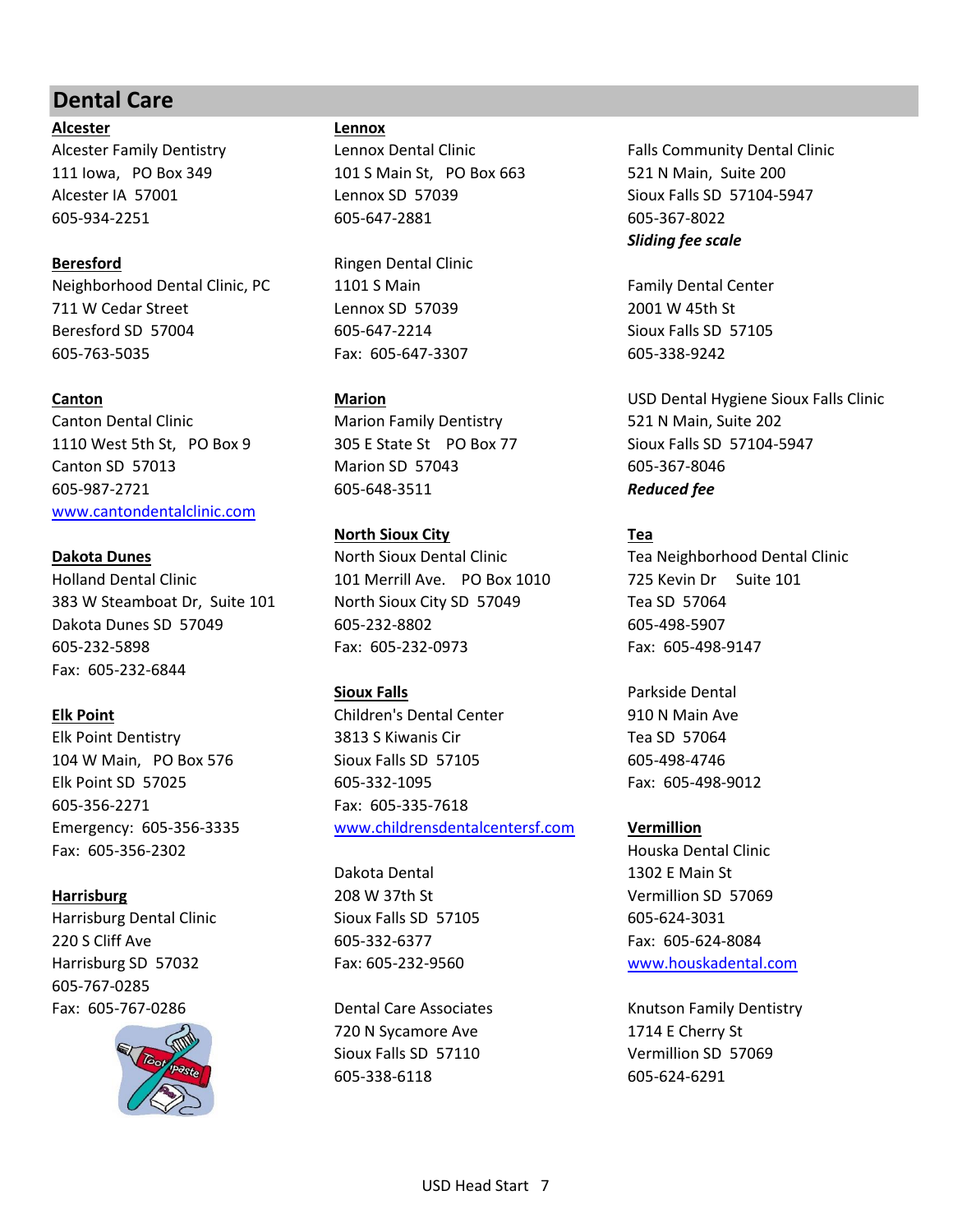## Dental Care

**Alcester**

Alcester Family Dentistry
111 Iowa, PO Box 349
Alcester IA 57001
605-934-2251

**Beresford**

Neighborhood Dental Clinic, PC
711 W Cedar Street
Beresford SD 57004
605-763-5035

**Canton**

Canton Dental Clinic
1110 West 5th St, PO Box 9
Canton SD 57013
605-987-2721
www.cantondentalclinic.com

**Dakota Dunes**

Holland Dental Clinic
383 W Steamboat Dr, Suite 101
Dakota Dunes SD 57049
605-232-5898
Fax: 605-232-6844

**Elk Point**

Elk Point Dentistry
104 W Main, PO Box 576
Elk Point SD 57025
605-356-2271
Emergency: 605-356-3335
Fax: 605-356-2302

**Harrisburg**

Harrisburg Dental Clinic
220 S Cliff Ave
Harrisburg SD 57032
605-767-0285
Fax: 605-767-0286

**Lennox**

Lennox Dental Clinic
101 S Main St, PO Box 663
Lennox SD 57039
605-647-2881

Ringen Dental Clinic
1101 S Main
Lennox SD 57039
605-647-2214
Fax: 605-647-3307

**Marion**

Marion Family Dentistry
305 E State St PO Box 77
Marion SD 57043
605-648-3511

**North Sioux City**

North Sioux Dental Clinic
101 Merrill Ave. PO Box 1010
North Sioux City SD 57049
605-232-8802
Fax: 605-232-0973

**Sioux Falls**

Children's Dental Center
3813 S Kiwanis Cir
Sioux Falls SD 57105
605-332-1095
Fax: 605-335-7618
www.childrensdentalcentersf.com

Dakota Dental
208 W 37th St
Sioux Falls SD 57105
605-332-6377
Fax: 605-232-9560

Dental Care Associates
720 N Sycamore Ave
Sioux Falls SD 57110
605-338-6118

Falls Community Dental Clinic
521 N Main, Suite 200
Sioux Falls SD 57104-5947
605-367-8022
***Sliding fee scale***

Family Dental Center
2001 W 45th St
Sioux Falls SD 57105
605-338-9242

USD Dental Hygiene Sioux Falls Clinic
521 N Main, Suite 202
Sioux Falls SD 57104-5947
605-367-8046
***Reduced fee***

**Tea**

Tea Neighborhood Dental Clinic
725 Kevin Dr Suite 101
Tea SD 57064
605-498-5907
Fax: 605-498-9147

Parkside Dental
910 N Main Ave
Tea SD 57064
605-498-4746
Fax: 605-498-9012

**Vermillion**

Houska Dental Clinic
1302 E Main St
Vermillion SD 57069
605-624-3031
Fax: 605-624-8084
www.houskadental.com

Knutson Family Dentistry
1714 E Cherry St
Vermillion SD 57069
605-624-6291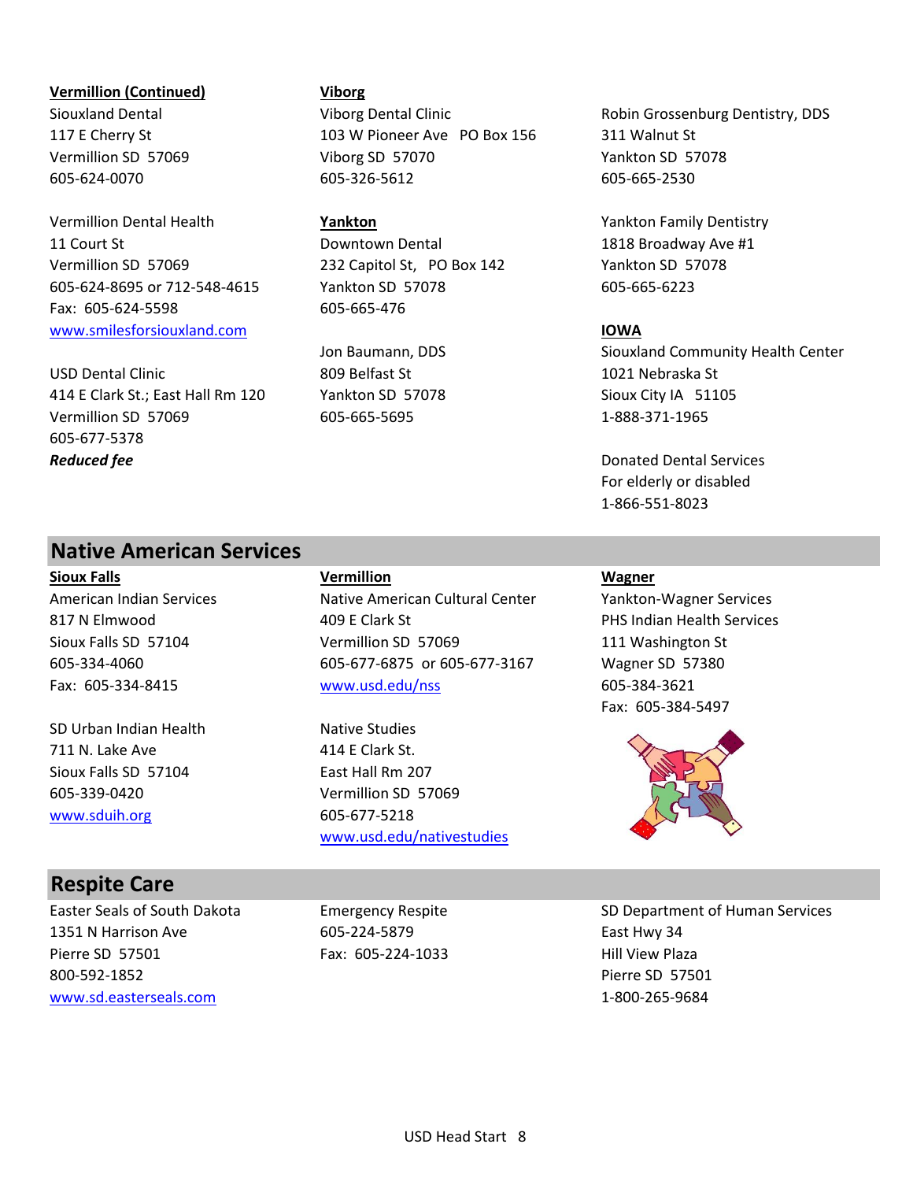**Vermillion (Continued)**

Siouxland Dental
117 E Cherry St
Vermillion SD 57069
605-624-0070

Vermillion Dental Health
11 Court St
Vermillion SD 57069
605-624-8695 or 712-548-4615
Fax: 605-624-5598
www.smilesforsiouxland.com

USD Dental Clinic
414 E Clark St.; East Hall Rm 120
Vermillion SD 57069
605-677-5378
***Reduced fee***

**Viborg**

Viborg Dental Clinic
103 W Pioneer Ave PO Box 156
Viborg SD 57070
605-326-5612

**Yankton**

Downtown Dental
232 Capitol St, PO Box 142
Yankton SD 57078
605-665-476

Jon Baumann, DDS
809 Belfast St
Yankton SD 57078
605-665-5695

Robin Grossenburg Dentistry, DDS
311 Walnut St
Yankton SD 57078
605-665-2530

Yankton Family Dentistry
1818 Broadway Ave #1
Yankton SD 57078
605-665-6223

**IOWA**

Siouxland Community Health Center
1021 Nebraska St
Sioux City IA 51105
1-888-371-1965

Donated Dental Services
For elderly or disabled
1-866-551-8023

## Native American Services

**Sioux Falls**

American Indian Services
817 N Elmwood
Sioux Falls SD 57104
605-334-4060
Fax: 605-334-8415

SD Urban Indian Health
711 N. Lake Ave
Sioux Falls SD 57104
605-339-0420
www.sduih.org

**Vermillion**

Native American Cultural Center
409 E Clark St
Vermillion SD 57069
605-677-6875 or 605-677-3167
www.usd.edu/nss

Native Studies
414 E Clark St.
East Hall Rm 207
Vermillion SD 57069
605-677-5218
www.usd.edu/nativestudies

**Wagner**

Yankton-Wagner Services
PHS Indian Health Services
111 Washington St
Wagner SD 57380
605-384-3621
Fax: 605-384-5497

## Respite Care

Easter Seals of South Dakota
1351 N Harrison Ave
Pierre SD 57501
800-592-1852
www.sd.easterseals.com

Emergency Respite
605-224-5879
Fax: 605-224-1033

SD Department of Human Services
East Hwy 34
Hill View Plaza
Pierre SD 57501
1-800-265-9684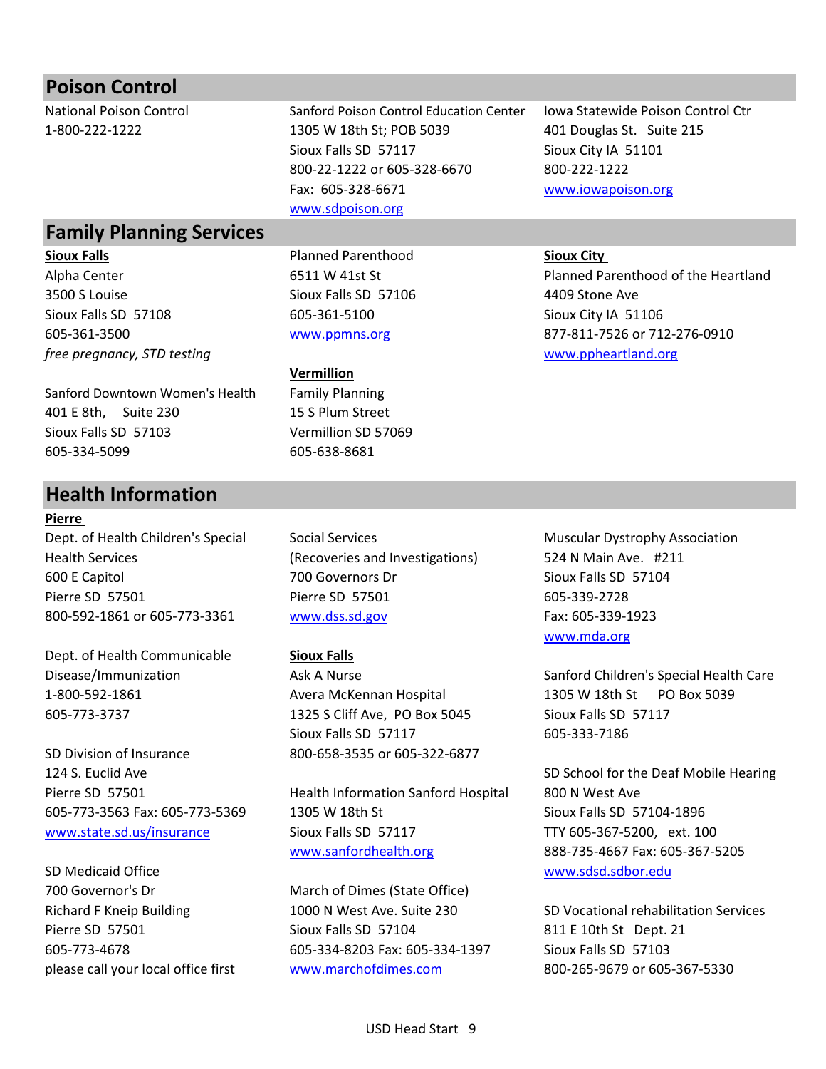## Poison Control

National Poison Control
1-800-222-1222

Sanford Poison Control Education Center
1305 W 18th St; POB 5039
Sioux Falls SD 57117
800-22-1222 or 605-328-6670
Fax: 605-328-6671
www.sdpoison.org

Iowa Statewide Poison Control Ctr
401 Douglas St. Suite 215
Sioux City IA 51101
800-222-1222
www.iowapoison.org

## Family Planning Services

**Sioux Falls**

Alpha Center
3500 S Louise
Sioux Falls SD 57108
605-361-3500
*free pregnancy, STD testing*

Sanford Downtown Women's Health
401 E 8th, Suite 230
Sioux Falls SD 57103
605-334-5099

Planned Parenthood
6511 W 41st St
Sioux Falls SD 57106
605-361-5100
www.ppmns.org

**Vermillion**

Family Planning
15 S Plum Street
Vermillion SD 57069
605-638-8681

**Sioux City**

Planned Parenthood of the Heartland
4409 Stone Ave
Sioux City IA 51106
877-811-7526 or 712-276-0910
www.ppheartland.org

## Health Information

**Pierre**

Dept. of Health Children's Special Health Services
600 E Capitol
Pierre SD 57501
800-592-1861 or 605-773-3361

Dept. of Health Communicable Disease/Immunization
1-800-592-1861
605-773-3737

SD Division of Insurance
124 S. Euclid Ave
Pierre SD 57501
605-773-3563 Fax: 605-773-5369
www.state.sd.us/insurance

SD Medicaid Office
700 Governor's Dr
Richard F Kneip Building
Pierre SD 57501
605-773-4678
please call your local office first

Social Services
(Recoveries and Investigations)
700 Governors Dr
Pierre SD 57501
www.dss.sd.gov

**Sioux Falls**

Ask A Nurse
Avera McKennan Hospital
1325 S Cliff Ave, PO Box 5045
Sioux Falls SD 57117
800-658-3535 or 605-322-6877

Health Information Sanford Hospital
1305 W 18th St
Sioux Falls SD 57117
www.sanfordhealth.org

March of Dimes (State Office)
1000 N West Ave. Suite 230
Sioux Falls SD 57104
605-334-8203 Fax: 605-334-1397
www.marchofdimes.com

Muscular Dystrophy Association
524 N Main Ave. #211
Sioux Falls SD 57104
605-339-2728
Fax: 605-339-1923
www.mda.org

Sanford Children's Special Health Care
1305 W 18th St PO Box 5039
Sioux Falls SD 57117
605-333-7186

SD School for the Deaf Mobile Hearing
800 N West Ave
Sioux Falls SD 57104-1896
TTY 605-367-5200, ext. 100
888-735-4667 Fax: 605-367-5205
www.sdsd.sdbor.edu

SD Vocational rehabilitation Services
811 E 10th St Dept. 21
Sioux Falls SD 57103
800-265-9679 or 605-367-5330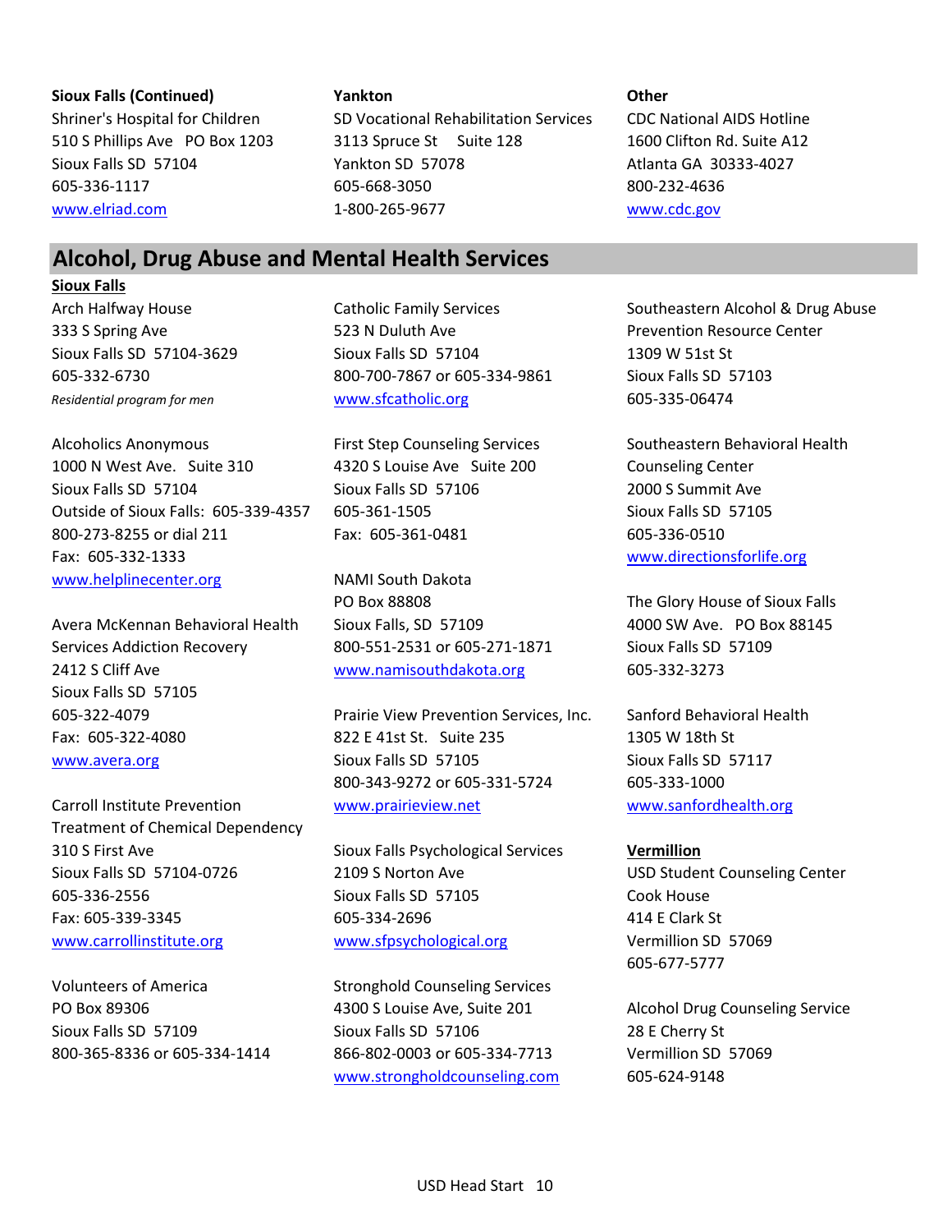**Sioux Falls (Continued)**

Shriner's Hospital for Children
510 S Phillips Ave  PO Box 1203
Sioux Falls SD  57104
605-336-1117
www.elriad.com

**Yankton**

SD Vocational Rehabilitation Services
3113 Spruce St  Suite 128
Yankton SD  57078
605-668-3050
1-800-265-9677

**Other**

CDC National AIDS Hotline
1600 Clifton Rd. Suite A12
Atlanta GA  30333-4027
800-232-4636
www.cdc.gov

## Alcohol, Drug Abuse and Mental Health Services

**Sioux Falls**

Arch Halfway House
333 S Spring Ave
Sioux Falls SD  57104-3629
605-332-6730
*Residential program for men*

Alcoholics Anonymous
1000 N West Ave.  Suite 310
Sioux Falls SD  57104
Outside of Sioux Falls:  605-339-4357
800-273-8255 or dial 211
Fax:  605-332-1333
www.helplinecenter.org

Avera McKennan Behavioral Health Services Addiction Recovery
2412 S Cliff Ave
Sioux Falls SD  57105
605-322-4079
Fax:  605-322-4080
www.avera.org

Carroll Institute Prevention Treatment of Chemical Dependency
310 S First Ave
Sioux Falls SD  57104-0726
605-336-2556
Fax: 605-339-3345
www.carrollinstitute.org

Volunteers of America
PO Box 89306
Sioux Falls SD  57109
800-365-8336 or 605-334-1414

Catholic Family Services
523 N Duluth Ave
Sioux Falls SD  57104
800-700-7867 or 605-334-9861
www.sfcatholic.org

First Step Counseling Services
4320 S Louise Ave  Suite 200
Sioux Falls SD  57106
605-361-1505
Fax:  605-361-0481

NAMI South Dakota
PO Box 88808
Sioux Falls, SD  57109
800-551-2531 or 605-271-1871
www.namisouthdakota.org

Prairie View Prevention Services, Inc.
822 E 41st St.  Suite 235
Sioux Falls SD  57105
800-343-9272 or 605-331-5724
www.prairieview.net

Sioux Falls Psychological Services
2109 S Norton Ave
Sioux Falls SD  57105
605-334-2696
www.sfpsychological.org

Stronghold Counseling Services
4300 S Louise Ave, Suite 201
Sioux Falls SD  57106
866-802-0003 or 605-334-7713
www.strongholdcounseling.com

Southeastern Alcohol & Drug Abuse Prevention Resource Center
1309 W 51st St
Sioux Falls SD  57103
605-335-06474

Southeastern Behavioral Health Counseling Center
2000 S Summit Ave
Sioux Falls SD  57105
605-336-0510
www.directionsforlife.org

The Glory House of Sioux Falls
4000 SW Ave.  PO Box 88145
Sioux Falls SD  57109
605-332-3273

Sanford Behavioral Health
1305 W 18th St
Sioux Falls SD  57117
605-333-1000
www.sanfordhealth.org

**Vermillion**

USD Student Counseling Center
Cook House
414 E Clark St
Vermillion SD  57069
605-677-5777

Alcohol Drug Counseling Service
28 E Cherry St
Vermillion SD  57069
605-624-9148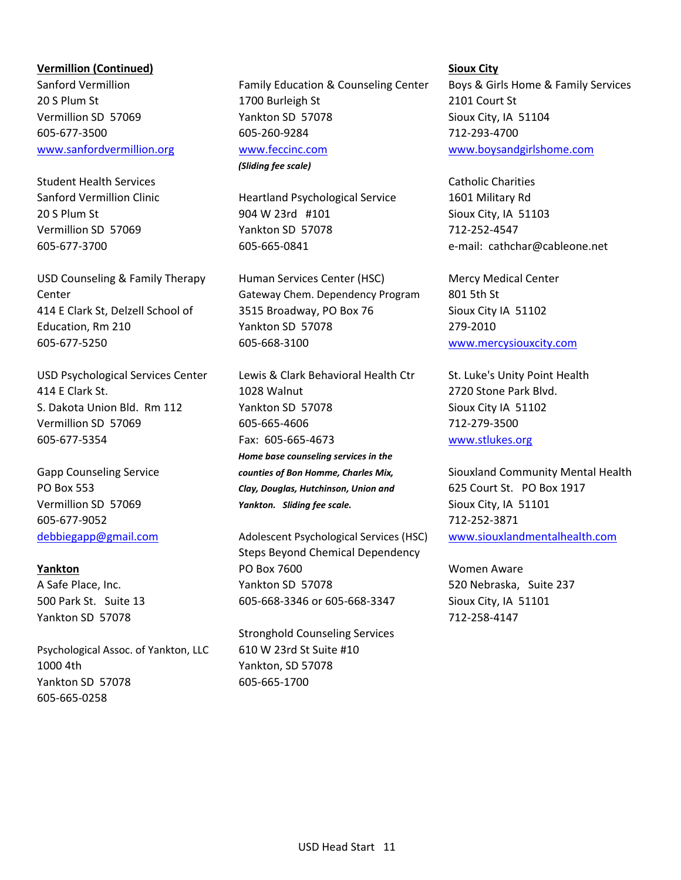**Vermillion (Continued)**

Sanford Vermillion
20 S Plum St
Vermillion SD 57069
605-677-3500
www.sanfordvermillion.org

Student Health Services
Sanford Vermillion Clinic
20 S Plum St
Vermillion SD 57069
605-677-3700

USD Counseling & Family Therapy Center
414 E Clark St, Delzell School of Education, Rm 210
605-677-5250

USD Psychological Services Center
414 E Clark St.
S. Dakota Union Bld. Rm 112
Vermillion SD 57069
605-677-5354

Gapp Counseling Service
PO Box 553
Vermillion SD 57069
605-677-9052
debbiegapp@gmail.com

**Yankton**

A Safe Place, Inc.
500 Park St. Suite 13
Yankton SD 57078

Psychological Assoc. of Yankton, LLC
1000 4th
Yankton SD 57078
605-665-0258

Family Education & Counseling Center
1700 Burleigh St
Yankton SD 57078
605-260-9284
www.feccinc.com
***(Sliding fee scale)***

Heartland Psychological Service
904 W 23rd #101
Yankton SD 57078
605-665-0841

Human Services Center (HSC)
Gateway Chem. Dependency Program
3515 Broadway, PO Box 76
Yankton SD 57078
605-668-3100

Lewis & Clark Behavioral Health Ctr
1028 Walnut
Yankton SD 57078
605-665-4606
Fax: 605-665-4673
***Home base counseling services in the counties of Bon Homme, Charles Mix, Clay, Douglas, Hutchinson, Union and Yankton. Sliding fee scale.***

Adolescent Psychological Services (HSC)
Steps Beyond Chemical Dependency
PO Box 7600
Yankton SD 57078
605-668-3346 or 605-668-3347

Stronghold Counseling Services
610 W 23rd St Suite #10
Yankton, SD 57078
605-665-1700

**Sioux City**

Boys & Girls Home & Family Services
2101 Court St
Sioux City, IA 51104
712-293-4700
www.boysandgirlshome.com

Catholic Charities
1601 Military Rd
Sioux City, IA 51103
712-252-4547
e-mail: cathchar@cableone.net

Mercy Medical Center
801 5th St
Sioux City IA 51102
279-2010
www.mercysiouxcity.com

St. Luke's Unity Point Health
2720 Stone Park Blvd.
Sioux City IA 51102
712-279-3500
www.stlukes.org

Siouxland Community Mental Health
625 Court St. PO Box 1917
Sioux City, IA 51101
712-252-3871
www.siouxlandmentalhealth.com

Women Aware
520 Nebraska, Suite 237
Sioux City, IA 51101
712-258-4147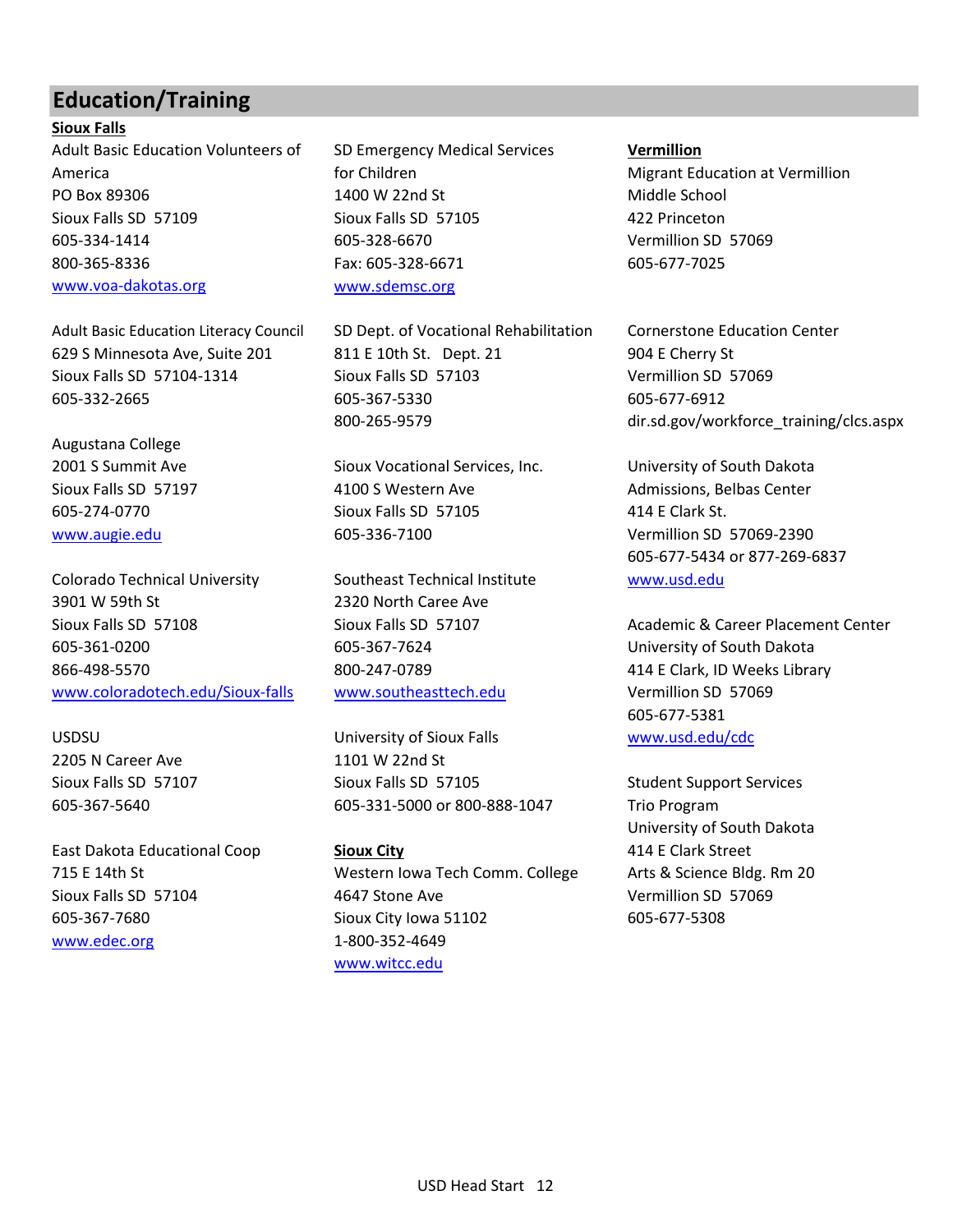## Education/Training

### Sioux Falls

Adult Basic Education Volunteers of America
PO Box 89306
Sioux Falls SD 57109
605-334-1414
800-365-8336
www.voa-dakotas.org

Adult Basic Education Literacy Council
629 S Minnesota Ave, Suite 201
Sioux Falls SD 57104-1314
605-332-2665

Augustana College
2001 S Summit Ave
Sioux Falls SD 57197
605-274-0770
www.augie.edu

Colorado Technical University
3901 W 59th St
Sioux Falls SD 57108
605-361-0200
866-498-5570
www.coloradotech.edu/Sioux-falls

USDSU
2205 N Career Ave
Sioux Falls SD 57107
605-367-5640

East Dakota Educational Coop
715 E 14th St
Sioux Falls SD 57104
605-367-7680
www.edec.org

SD Emergency Medical Services for Children
1400 W 22nd St
Sioux Falls SD 57105
605-328-6670
Fax: 605-328-6671
www.sdemsc.org

SD Dept. of Vocational Rehabilitation
811 E 10th St. Dept. 21
Sioux Falls SD 57103
605-367-5330
800-265-9579

Sioux Vocational Services, Inc.
4100 S Western Ave
Sioux Falls SD 57105
605-336-7100

Southeast Technical Institute
2320 North Caree Ave
Sioux Falls SD 57107
605-367-7624
800-247-0789
www.southeasttech.edu

University of Sioux Falls
1101 W 22nd St
Sioux Falls SD 57105
605-331-5000 or 800-888-1047

### Sioux City

Western Iowa Tech Comm. College
4647 Stone Ave
Sioux City Iowa 51102
1-800-352-4649
www.witcc.edu

### Vermillion

Migrant Education at Vermillion Middle School
422 Princeton
Vermillion SD 57069
605-677-7025

Cornerstone Education Center
904 E Cherry St
Vermillion SD 57069
605-677-6912
dir.sd.gov/workforce_training/clcs.aspx

University of South Dakota
Admissions, Belbas Center
414 E Clark St.
Vermillion SD 57069-2390
605-677-5434 or 877-269-6837
www.usd.edu

Academic & Career Placement Center
University of South Dakota
414 E Clark, ID Weeks Library
Vermillion SD 57069
605-677-5381
www.usd.edu/cdc

Student Support Services
Trio Program
University of South Dakota
414 E Clark Street
Arts & Science Bldg. Rm 20
Vermillion SD 57069
605-677-5308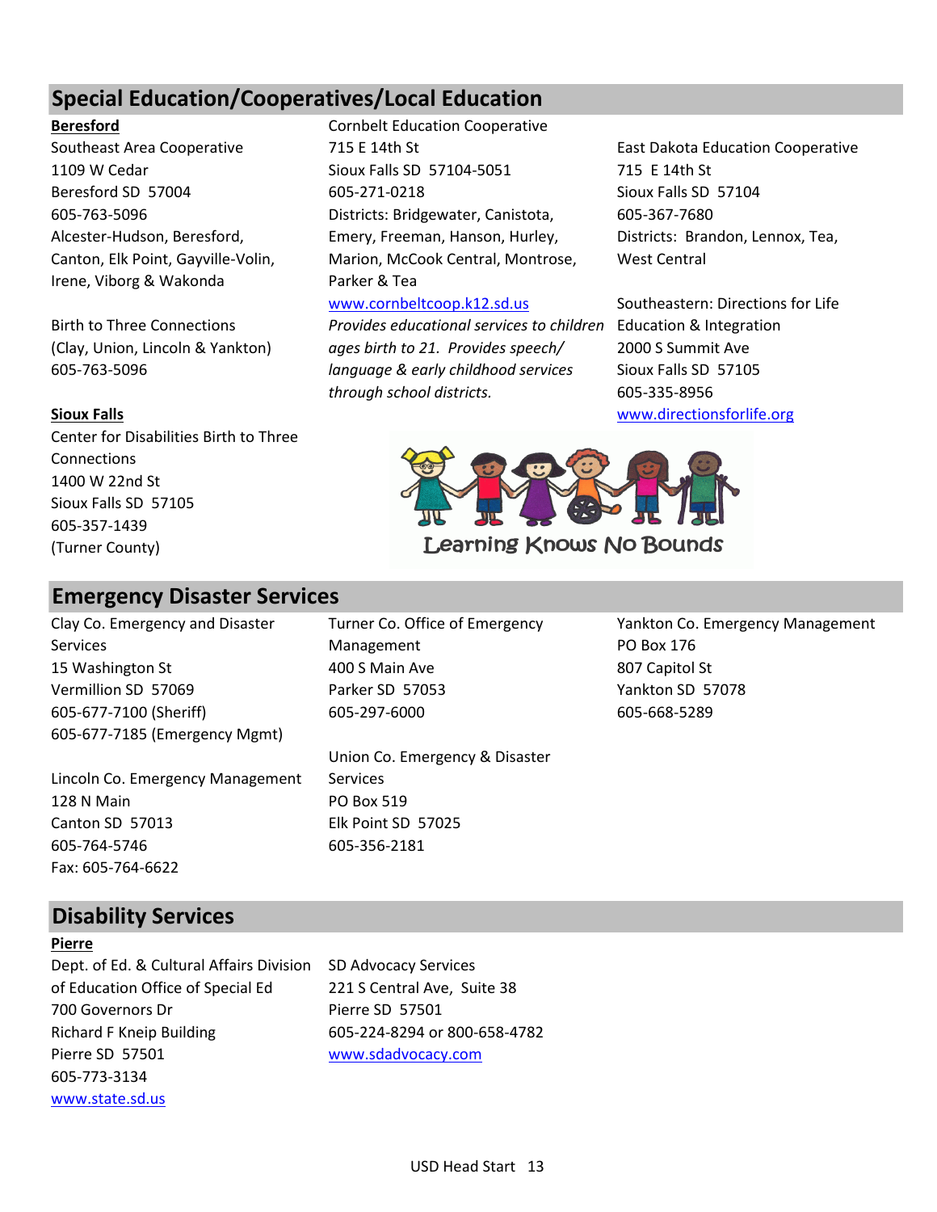## Special Education/Cooperatives/Local Education

**Beresford**

Southeast Area Cooperative
1109 W Cedar
Beresford SD 57004
605-763-5096
Alcester-Hudson, Beresford, Canton, Elk Point, Gayville-Volin, Irene, Viborg & Wakonda

Birth to Three Connections
(Clay, Union, Lincoln & Yankton)
605-763-5096

**Sioux Falls**

Center for Disabilities Birth to Three Connections
1400 W 22nd St
Sioux Falls SD 57105
605-357-1439
(Turner County)

Cornbelt Education Cooperative
715 E 14th St
Sioux Falls SD 57104-5051
605-271-0218
Districts: Bridgewater, Canistota, Emery, Freeman, Hanson, Hurley, Marion, McCook Central, Montrose, Parker & Tea
www.cornbeltcoop.k12.sd.us
*Provides educational services to children ages birth to 21. Provides speech/ language & early childhood services through school districts.*

East Dakota Education Cooperative
715 E 14th St
Sioux Falls SD 57104
605-367-7680
Districts: Brandon, Lennox, Tea, West Central

Southeastern: Directions for Life Education & Integration
2000 S Summit Ave
Sioux Falls SD 57105
605-335-8956
www.directionsforlife.org

Learning Knows No Bounds

## Emergency Disaster Services

Clay Co. Emergency and Disaster Services
15 Washington St
Vermillion SD 57069
605-677-7100 (Sheriff)
605-677-7185 (Emergency Mgmt)

Lincoln Co. Emergency Management
128 N Main
Canton SD 57013
605-764-5746
Fax: 605-764-6622

Turner Co. Office of Emergency Management
400 S Main Ave
Parker SD 57053
605-297-6000

Union Co. Emergency & Disaster Services
PO Box 519
Elk Point SD 57025
605-356-2181

Yankton Co. Emergency Management
PO Box 176
807 Capitol St
Yankton SD 57078
605-668-5289

## Disability Services

**Pierre**

Dept. of Ed. & Cultural Affairs Division of Education Office of Special Ed
700 Governors Dr
Richard F Kneip Building
Pierre SD 57501
605-773-3134
www.state.sd.us

SD Advocacy Services
221 S Central Ave, Suite 38
Pierre SD 57501
605-224-8294 or 800-658-4782
www.sdadvocacy.com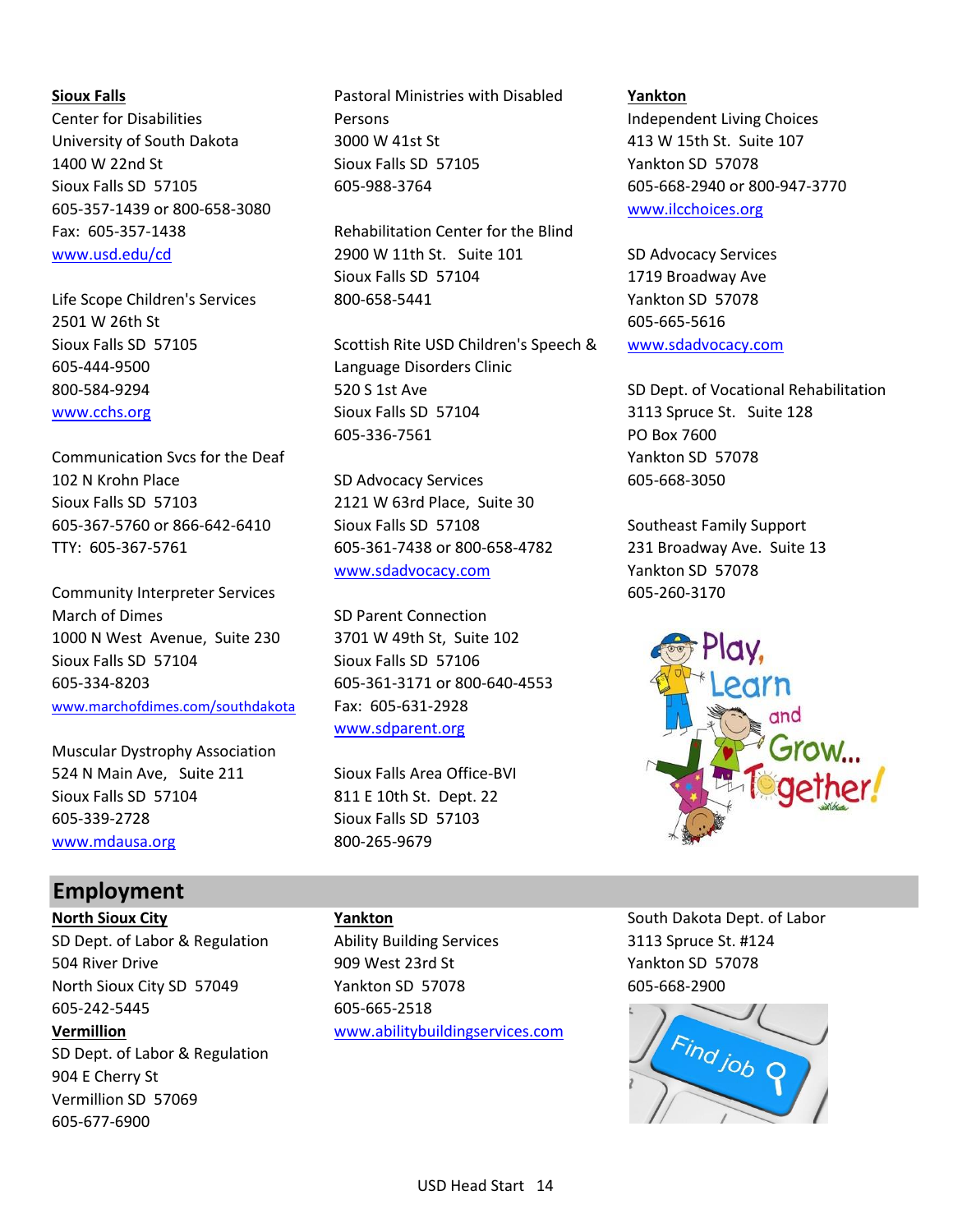**Sioux Falls**

Center for Disabilities
University of South Dakota
1400 W 22nd St
Sioux Falls SD 57105
605-357-1439 or 800-658-3080
Fax: 605-357-1438
www.usd.edu/cd

Life Scope Children's Services
2501 W 26th St
Sioux Falls SD 57105
605-444-9500
800-584-9294
www.cchs.org

Communication Svcs for the Deaf
102 N Krohn Place
Sioux Falls SD 57103
605-367-5760 or 866-642-6410
TTY: 605-367-5761

Community Interpreter Services
March of Dimes
1000 N West Avenue, Suite 230
Sioux Falls SD 57104
605-334-8203
www.marchofdimes.com/southdakota

Muscular Dystrophy Association
524 N Main Ave, Suite 211
Sioux Falls SD 57104
605-339-2728
www.mdausa.org

Pastoral Ministries with Disabled Persons
3000 W 41st St
Sioux Falls SD 57105
605-988-3764

Rehabilitation Center for the Blind
2900 W 11th St. Suite 101
Sioux Falls SD 57104
800-658-5441

Scottish Rite USD Children's Speech & Language Disorders Clinic
520 S 1st Ave
Sioux Falls SD 57104
605-336-7561

SD Advocacy Services
2121 W 63rd Place, Suite 30
Sioux Falls SD 57108
605-361-7438 or 800-658-4782
www.sdadvocacy.com

SD Parent Connection
3701 W 49th St, Suite 102
Sioux Falls SD 57106
605-361-3171 or 800-640-4553
Fax: 605-631-2928
www.sdparent.org

Sioux Falls Area Office-BVI
811 E 10th St. Dept. 22
Sioux Falls SD 57103
800-265-9679

**Yankton**

Independent Living Choices
413 W 15th St. Suite 107
Yankton SD 57078
605-668-2940 or 800-947-3770
www.ilcchoices.org

SD Advocacy Services
1719 Broadway Ave
Yankton SD 57078
605-665-5616
www.sdadvocacy.com

SD Dept. of Vocational Rehabilitation
3113 Spruce St. Suite 128
PO Box 7600
Yankton SD 57078
605-668-3050

Southeast Family Support
231 Broadway Ave. Suite 13
Yankton SD 57078
605-260-3170

## Employment

**North Sioux City**

SD Dept. of Labor & Regulation
504 River Drive
North Sioux City SD 57049
605-242-5445

**Vermillion**

SD Dept. of Labor & Regulation
904 E Cherry St
Vermillion SD 57069
605-677-6900

**Yankton**

Ability Building Services
909 West 23rd St
Yankton SD 57078
605-665-2518
www.abilitybuildingservices.com

South Dakota Dept. of Labor
3113 Spruce St. #124
Yankton SD 57078
605-668-2900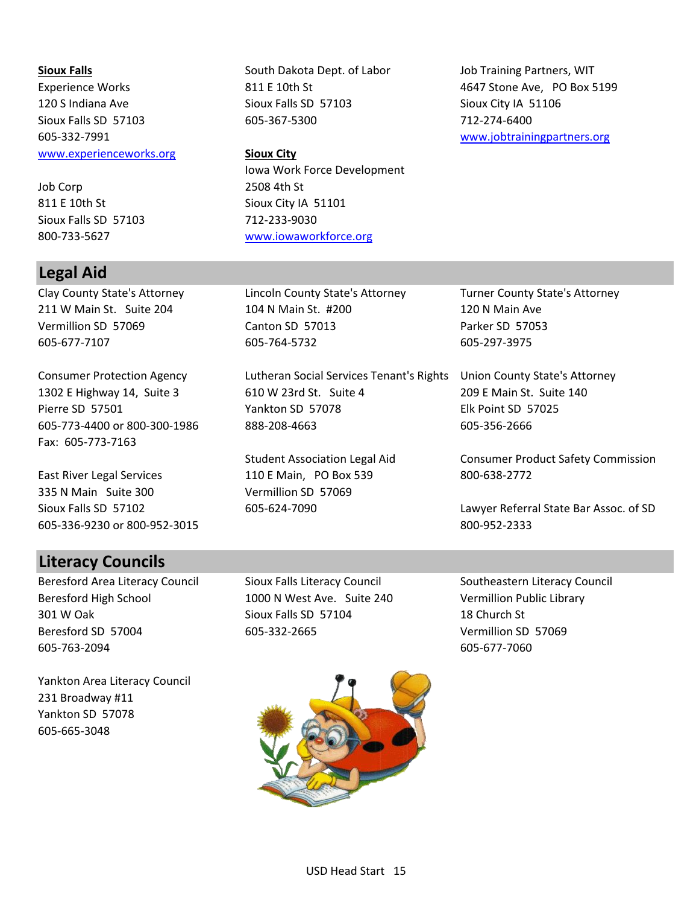**Sioux Falls**

Experience Works
120 S Indiana Ave
Sioux Falls SD 57103
605-332-7991
www.experienceworks.org

Job Corp
811 E 10th St
Sioux Falls SD 57103
800-733-5627

South Dakota Dept. of Labor
811 E 10th St
Sioux Falls SD 57103
605-367-5300

**Sioux City**

Iowa Work Force Development
2508 4th St
Sioux City IA 51101
712-233-9030
www.iowaworkforce.org

Job Training Partners, WIT
4647 Stone Ave, PO Box 5199
Sioux City IA 51106
712-274-6400
www.jobtrainingpartners.org

## Legal Aid

Clay County State's Attorney
211 W Main St. Suite 204
Vermillion SD 57069
605-677-7107

Consumer Protection Agency
1302 E Highway 14, Suite 3
Pierre SD 57501
605-773-4400 or 800-300-1986
Fax: 605-773-7163

East River Legal Services
335 N Main Suite 300
Sioux Falls SD 57102
605-336-9230 or 800-952-3015

Lincoln County State's Attorney
104 N Main St. #200
Canton SD 57013
605-764-5732

Lutheran Social Services Tenant's Rights
610 W 23rd St. Suite 4
Yankton SD 57078
888-208-4663

Student Association Legal Aid
110 E Main, PO Box 539
Vermillion SD 57069
605-624-7090

Turner County State's Attorney
120 N Main Ave
Parker SD 57053
605-297-3975

Union County State's Attorney
209 E Main St. Suite 140
Elk Point SD 57025
605-356-2666

Consumer Product Safety Commission
800-638-2772

Lawyer Referral State Bar Assoc. of SD
800-952-2333

## Literacy Councils

Beresford Area Literacy Council
Beresford High School
301 W Oak
Beresford SD 57004
605-763-2094

Yankton Area Literacy Council
231 Broadway #11
Yankton SD 57078
605-665-3048

Sioux Falls Literacy Council
1000 N West Ave. Suite 240
Sioux Falls SD 57104
605-332-2665

Southeastern Literacy Council
Vermillion Public Library
18 Church St
Vermillion SD 57069
605-677-7060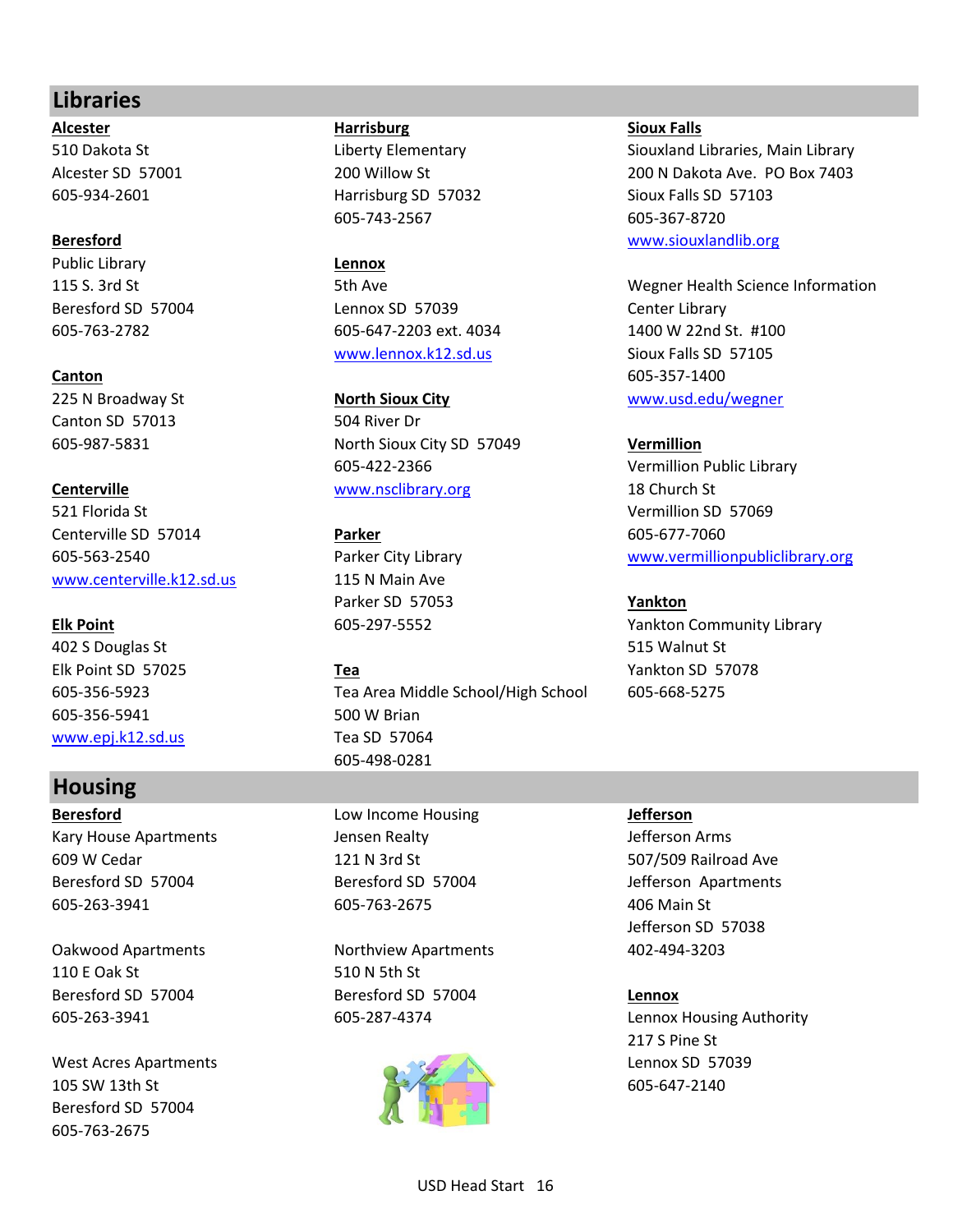## Libraries

**Alcester**
510 Dakota St
Alcester SD 57001
605-934-2601

**Beresford**
Public Library
115 S. 3rd St
Beresford SD 57004
605-763-2782

**Canton**
225 N Broadway St
Canton SD 57013
605-987-5831

**Centerville**
521 Florida St
Centerville SD 57014
605-563-2540
www.centerville.k12.sd.us

**Elk Point**
402 S Douglas St
Elk Point SD 57025
605-356-5923
605-356-5941
www.epj.k12.sd.us

**Harrisburg**
Liberty Elementary
200 Willow St
Harrisburg SD 57032
605-743-2567

**Lennox**
5th Ave
Lennox SD 57039
605-647-2203 ext. 4034
www.lennox.k12.sd.us

**North Sioux City**
504 River Dr
North Sioux City SD 57049
605-422-2366
www.nsclibrary.org

**Parker**
Parker City Library
115 N Main Ave
Parker SD 57053
605-297-5552

**Tea**
Tea Area Middle School/High School
500 W Brian
Tea SD 57064
605-498-0281

**Sioux Falls**
Siouxland Libraries, Main Library
200 N Dakota Ave. PO Box 7403
Sioux Falls SD 57103
605-367-8720
www.siouxlandlib.org

Wegner Health Science Information Center Library
1400 W 22nd St. #100
Sioux Falls SD 57105
605-357-1400
www.usd.edu/wegner

**Vermillion**
Vermillion Public Library
18 Church St
Vermillion SD 57069
605-677-7060
www.vermillionpubliclibrary.org

**Yankton**
Yankton Community Library
515 Walnut St
Yankton SD 57078
605-668-5275

## Housing

**Beresford**
Kary House Apartments
609 W Cedar
Beresford SD 57004
605-263-3941

Oakwood Apartments
110 E Oak St
Beresford SD 57004
605-263-3941

West Acres Apartments
105 SW 13th St
Beresford SD 57004
605-763-2675

Low Income Housing
Jensen Realty
121 N 3rd St
Beresford SD 57004
605-763-2675

Northview Apartments
510 N 5th St
Beresford SD 57004
605-287-4374

**Jefferson**
Jefferson Arms
507/509 Railroad Ave
Jefferson Apartments
406 Main St
Jefferson SD 57038
402-494-3203

**Lennox**
Lennox Housing Authority
217 S Pine St
Lennox SD 57039
605-647-2140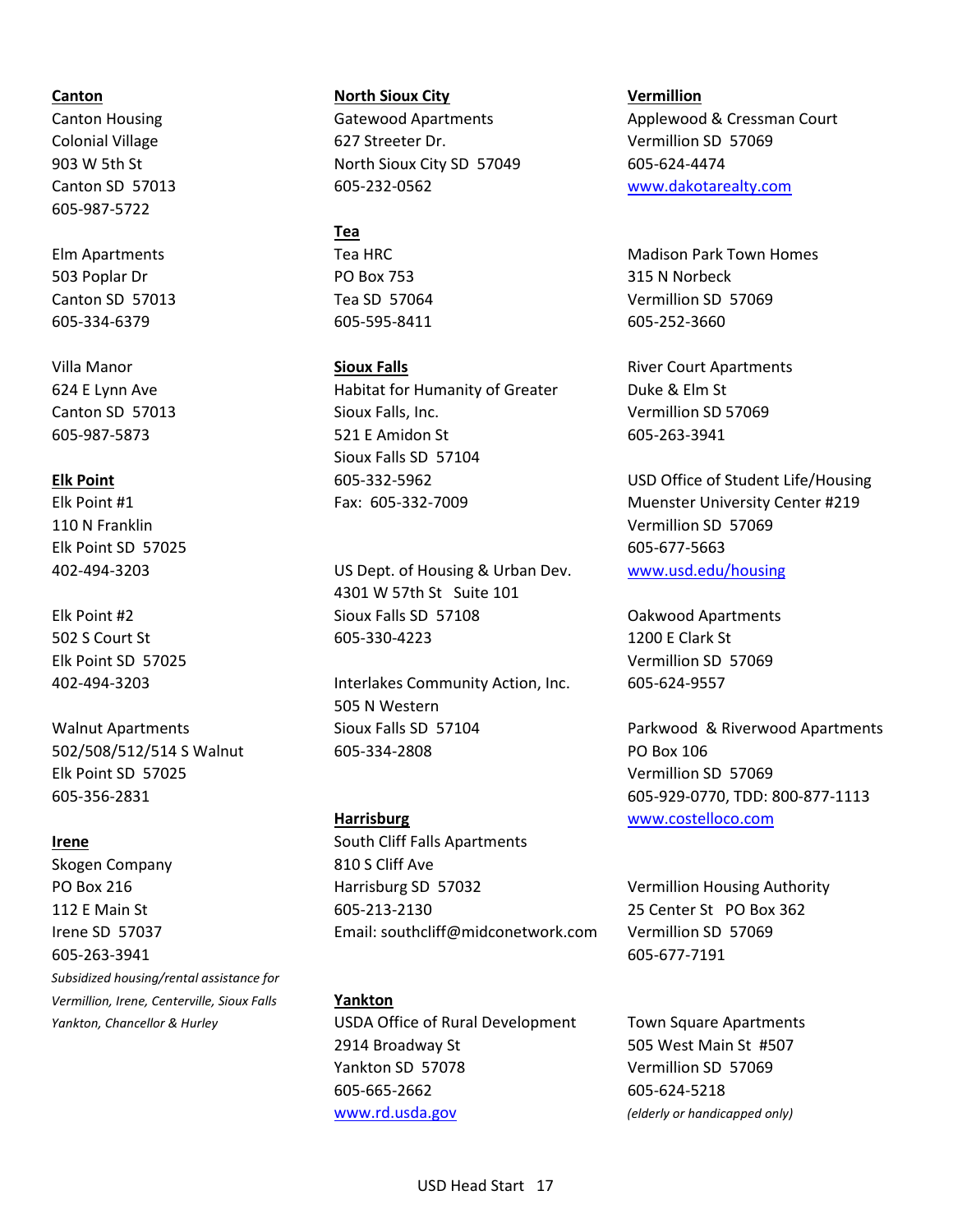**Canton**

Canton Housing
Colonial Village
903 W 5th St
Canton SD 57013
605-987-5722

Elm Apartments
503 Poplar Dr
Canton SD 57013
605-334-6379

Villa Manor
624 E Lynn Ave
Canton SD 57013
605-987-5873

**Elk Point**

Elk Point #1
110 N Franklin
Elk Point SD 57025
402-494-3203

Elk Point #2
502 S Court St
Elk Point SD 57025
402-494-3203

Walnut Apartments
502/508/512/514 S Walnut
Elk Point SD 57025
605-356-2831

**Irene**

Skogen Company
PO Box 216
112 E Main St
Irene SD 57037
605-263-3941
*Subsidized housing/rental assistance for Vermillion, Irene, Centerville, Sioux Falls Yankton, Chancellor & Hurley*

**North Sioux City**

Gatewood Apartments
627 Streeter Dr.
North Sioux City SD 57049
605-232-0562

**Tea**

Tea HRC
PO Box 753
Tea SD 57064
605-595-8411

**Sioux Falls**

Habitat for Humanity of Greater Sioux Falls, Inc.
521 E Amidon St
Sioux Falls SD 57104
605-332-5962
Fax: 605-332-7009

US Dept. of Housing & Urban Dev.
4301 W 57th St Suite 101
Sioux Falls SD 57108
605-330-4223

Interlakes Community Action, Inc.
505 N Western
Sioux Falls SD 57104
605-334-2808

**Harrisburg**

South Cliff Falls Apartments
810 S Cliff Ave
Harrisburg SD 57032
605-213-2130
Email: southcliff@midconetwork.com

**Yankton**

USDA Office of Rural Development
2914 Broadway St
Yankton SD 57078
605-665-2662
www.rd.usda.gov

**Vermillion**

Applewood & Cressman Court
Vermillion SD 57069
605-624-4474
www.dakotarealty.com

Madison Park Town Homes
315 N Norbeck
Vermillion SD 57069
605-252-3660

River Court Apartments
Duke & Elm St
Vermillion SD 57069
605-263-3941

USD Office of Student Life/Housing
Muenster University Center #219
Vermillion SD 57069
605-677-5663
www.usd.edu/housing

Oakwood Apartments
1200 E Clark St
Vermillion SD 57069
605-624-9557

Parkwood & Riverwood Apartments
PO Box 106
Vermillion SD 57069
605-929-0770, TDD: 800-877-1113
www.costelloco.com

Vermillion Housing Authority
25 Center St PO Box 362
Vermillion SD 57069
605-677-7191

Town Square Apartments
505 West Main St #507
Vermillion SD 57069
605-624-5218
*(elderly or handicapped only)*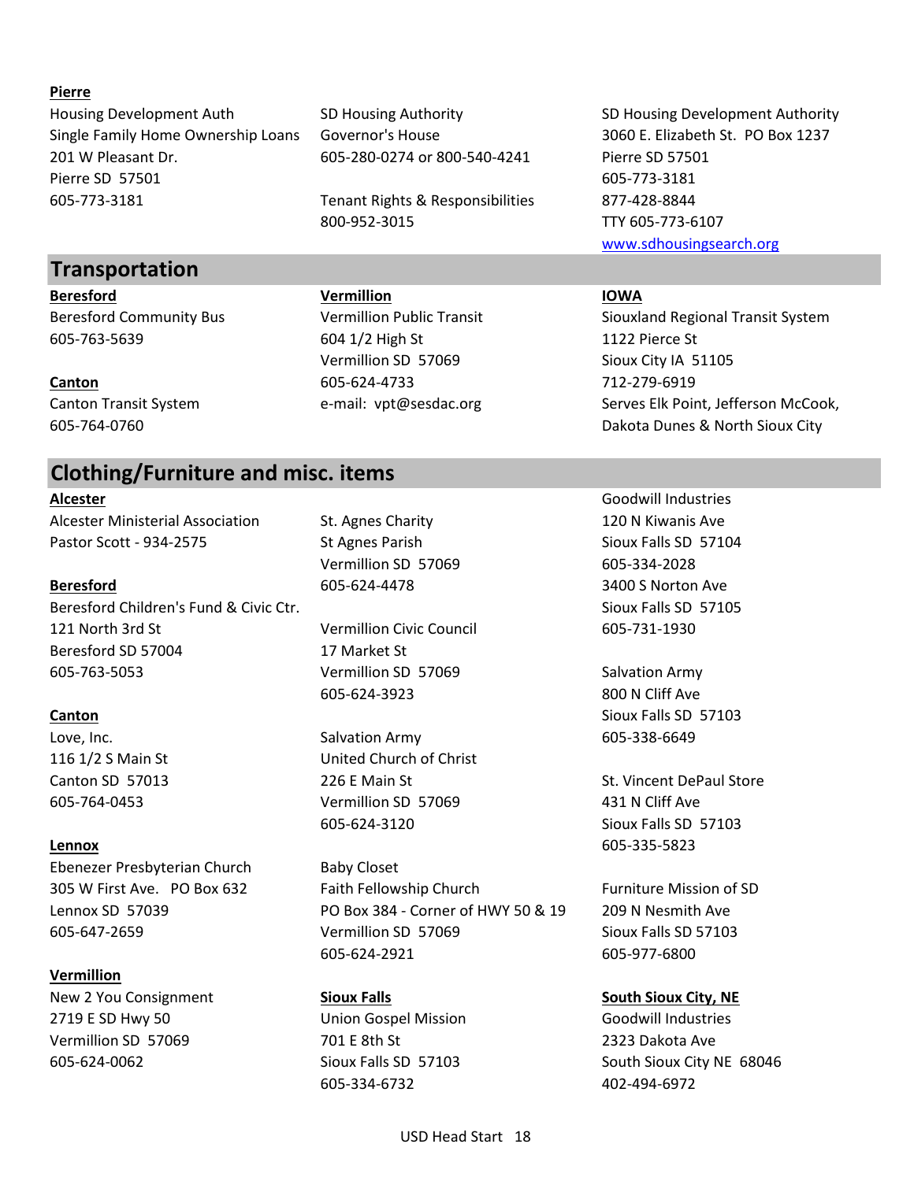**Pierre**

Housing Development Auth
Single Family Home Ownership Loans
201 W Pleasant Dr.
Pierre SD 57501
605-773-3181

SD Housing Authority
Governor's House
605-280-0274 or 800-540-4241

Tenant Rights & Responsibilities
800-952-3015

SD Housing Development Authority
3060 E. Elizabeth St. PO Box 1237
Pierre SD 57501
605-773-3181
877-428-8844
TTY 605-773-6107
www.sdhousingsearch.org

## Transportation

**Beresford**

Beresford Community Bus
605-763-5639

**Canton**

Canton Transit System
605-764-0760

**Vermillion**

Vermillion Public Transit
604 1/2 High St
Vermillion SD 57069
605-624-4733
e-mail: vpt@sesdac.org

**IOWA**

Siouxland Regional Transit System
1122 Pierce St
Sioux City IA 51105
712-279-6919
Serves Elk Point, Jefferson McCook, Dakota Dunes & North Sioux City

## Clothing/Furniture and misc. items

**Alcester**

Alcester Ministerial Association
Pastor Scott - 934-2575

**Beresford**

Beresford Children's Fund & Civic Ctr.
121 North 3rd St
Beresford SD 57004
605-763-5053

**Canton**

Love, Inc.
116 1/2 S Main St
Canton SD 57013
605-764-0453

**Lennox**

Ebenezer Presbyterian Church
305 W First Ave. PO Box 632
Lennox SD 57039
605-647-2659

**Vermillion**

New 2 You Consignment
2719 E SD Hwy 50
Vermillion SD 57069
605-624-0062

St. Agnes Charity
St Agnes Parish
Vermillion SD 57069
605-624-4478

Vermillion Civic Council
17 Market St
Vermillion SD 57069
605-624-3923

Salvation Army
United Church of Christ
226 E Main St
Vermillion SD 57069
605-624-3120

Baby Closet
Faith Fellowship Church
PO Box 384 - Corner of HWY 50 & 19
Vermillion SD 57069
605-624-2921

**Sioux Falls**

Union Gospel Mission
701 E 8th St
Sioux Falls SD 57103
605-334-6732

Goodwill Industries
120 N Kiwanis Ave
Sioux Falls SD 57104
605-334-2028
3400 S Norton Ave
Sioux Falls SD 57105
605-731-1930

Salvation Army
800 N Cliff Ave
Sioux Falls SD 57103
605-338-6649

St. Vincent DePaul Store
431 N Cliff Ave
Sioux Falls SD 57103
605-335-5823

Furniture Mission of SD
209 N Nesmith Ave
Sioux Falls SD 57103
605-977-6800

**South Sioux City, NE**

Goodwill Industries
2323 Dakota Ave
South Sioux City NE 68046
402-494-6972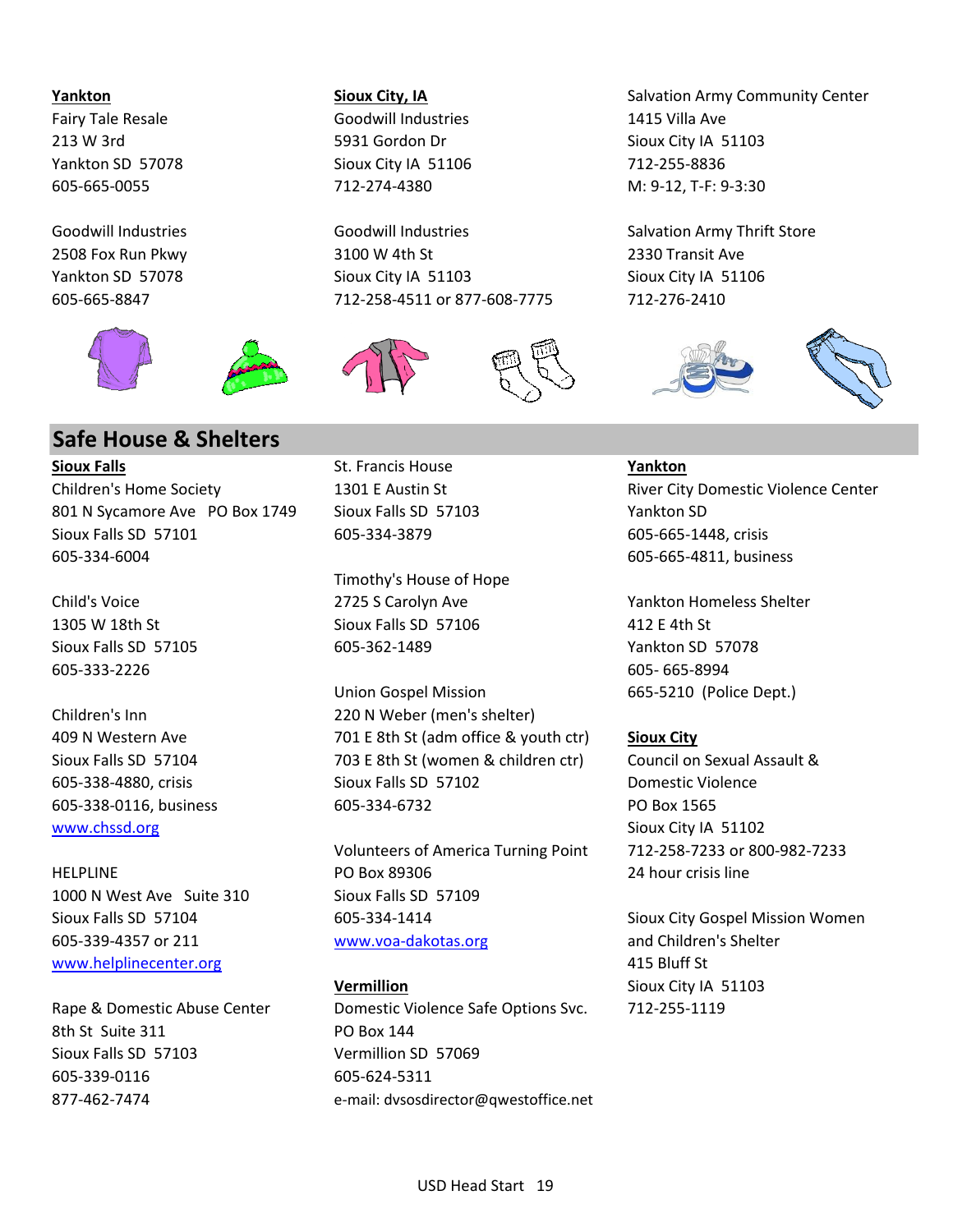**Yankton**

Fairy Tale Resale
213 W 3rd
Yankton SD 57078
605-665-0055

Goodwill Industries
2508 Fox Run Pkwy
Yankton SD 57078
605-665-8847

**Sioux City, IA**

Goodwill Industries
5931 Gordon Dr
Sioux City IA 51106
712-274-4380

Goodwill Industries
3100 W 4th St
Sioux City IA 51103
712-258-4511 or 877-608-7775

Salvation Army Community Center
1415 Villa Ave
Sioux City IA 51103
712-255-8836
M: 9-12, T-F: 9-3:30

Salvation Army Thrift Store
2330 Transit Ave
Sioux City IA 51106
712-276-2410

## Safe House & Shelters

**Sioux Falls**

Children's Home Society
801 N Sycamore Ave PO Box 1749
Sioux Falls SD 57101
605-334-6004

Child's Voice
1305 W 18th St
Sioux Falls SD 57105
605-333-2226

Children's Inn
409 N Western Ave
Sioux Falls SD 57104
605-338-4880, crisis
605-338-0116, business
www.chssd.org

HELPLINE
1000 N West Ave Suite 310
Sioux Falls SD 57104
605-339-4357 or 211
www.helplinecenter.org

Rape & Domestic Abuse Center
8th St Suite 311
Sioux Falls SD 57103
605-339-0116
877-462-7474

St. Francis House
1301 E Austin St
Sioux Falls SD 57103
605-334-3879

Timothy's House of Hope
2725 S Carolyn Ave
Sioux Falls SD 57106
605-362-1489

Union Gospel Mission
220 N Weber (men's shelter)
701 E 8th St (adm office & youth ctr)
703 E 8th St (women & children ctr)
Sioux Falls SD 57102
605-334-6732

Volunteers of America Turning Point
PO Box 89306
Sioux Falls SD 57109
605-334-1414
www.voa-dakotas.org

**Vermillion**

Domestic Violence Safe Options Svc.
PO Box 144
Vermillion SD 57069
605-624-5311
e-mail: dvsosdirector@qwestoffice.net

**Yankton**

River City Domestic Violence Center
Yankton SD
605-665-1448, crisis
605-665-4811, business

Yankton Homeless Shelter
412 E 4th St
Yankton SD 57078
605- 665-8994
665-5210 (Police Dept.)

**Sioux City**

Council on Sexual Assault & Domestic Violence
PO Box 1565
Sioux City IA 51102
712-258-7233 or 800-982-7233
24 hour crisis line

Sioux City Gospel Mission Women and Children's Shelter
415 Bluff St
Sioux City IA 51103
712-255-1119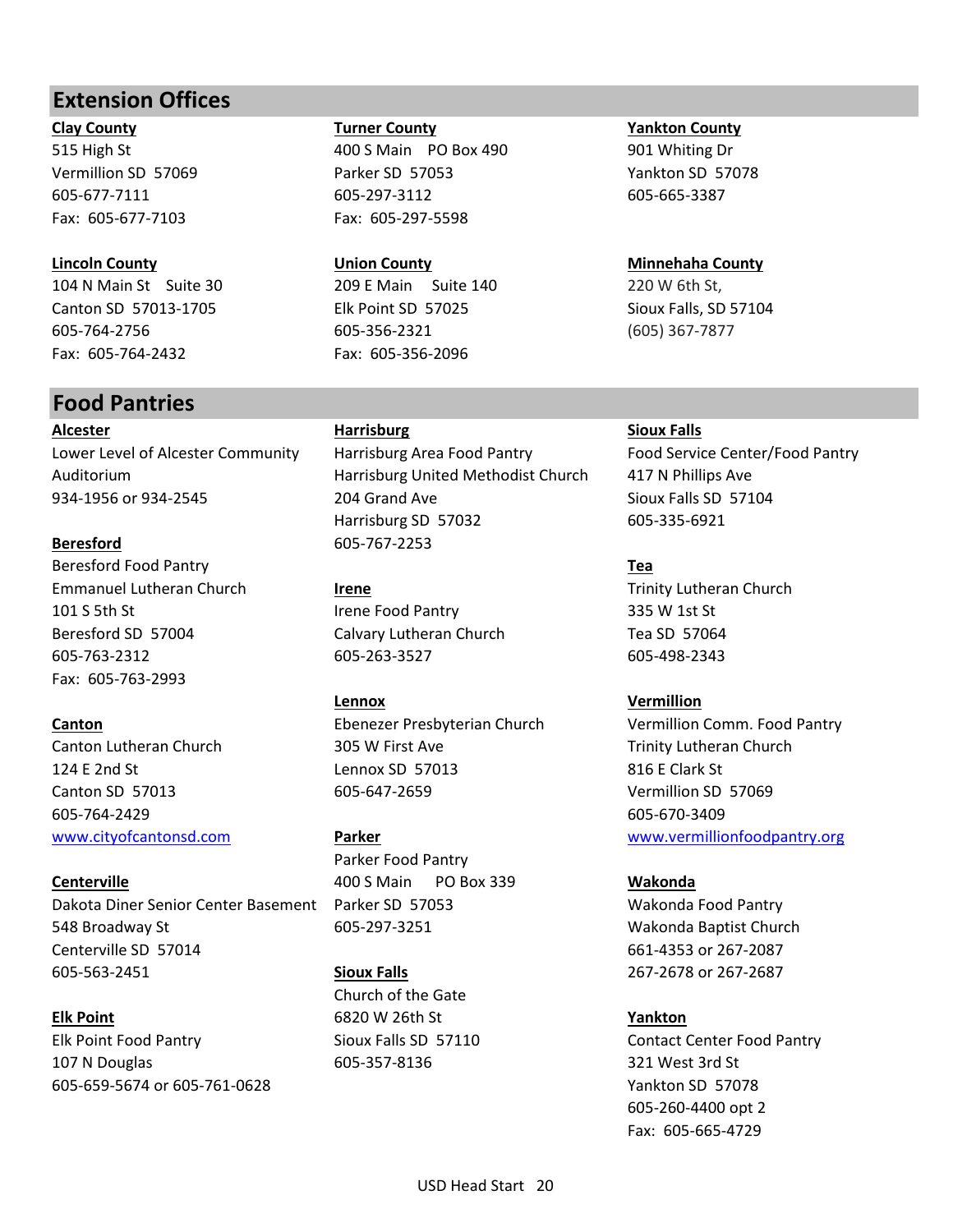## Extension Offices

**Clay County**
515 High St
Vermillion SD 57069
605-677-7111
Fax: 605-677-7103

**Lincoln County**
104 N Main St Suite 30
Canton SD 57013-1705
605-764-2756
Fax: 605-764-2432

**Turner County**
400 S Main PO Box 490
Parker SD 57053
605-297-3112
Fax: 605-297-5598

**Union County**
209 E Main Suite 140
Elk Point SD 57025
605-356-2321
Fax: 605-356-2096

**Yankton County**
901 Whiting Dr
Yankton SD 57078
605-665-3387

**Minnehaha County**
220 W 6th St,
Sioux Falls, SD 57104
(605) 367-7877

## Food Pantries

**Alcester**
Lower Level of Alcester Community Auditorium
934-1956 or 934-2545

**Beresford**
Beresford Food Pantry
Emmanuel Lutheran Church
101 S 5th St
Beresford SD 57004
605-763-2312
Fax: 605-763-2993

**Canton**
Canton Lutheran Church
124 E 2nd St
Canton SD 57013
605-764-2429
www.cityofcantonsd.com

**Centerville**
Dakota Diner Senior Center Basement
548 Broadway St
Centerville SD 57014
605-563-2451

**Elk Point**
Elk Point Food Pantry
107 N Douglas
605-659-5674 or 605-761-0628

**Harrisburg**
Harrisburg Area Food Pantry
Harrisburg United Methodist Church
204 Grand Ave
Harrisburg SD 57032
605-767-2253

**Irene**
Irene Food Pantry
Calvary Lutheran Church
605-263-3527

**Lennox**
Ebenezer Presbyterian Church
305 W First Ave
Lennox SD 57013
605-647-2659

**Parker**
Parker Food Pantry
400 S Main PO Box 339
Parker SD 57053
605-297-3251

**Sioux Falls**
Church of the Gate
6820 W 26th St
Sioux Falls SD 57110
605-357-8136

**Sioux Falls**
Food Service Center/Food Pantry
417 N Phillips Ave
Sioux Falls SD 57104
605-335-6921

**Tea**
Trinity Lutheran Church
335 W 1st St
Tea SD 57064
605-498-2343

**Vermillion**
Vermillion Comm. Food Pantry
Trinity Lutheran Church
816 E Clark St
Vermillion SD 57069
605-670-3409
www.vermillionfoodpantry.org

**Wakonda**
Wakonda Food Pantry
Wakonda Baptist Church
661-4353 or 267-2087
267-2678 or 267-2687

**Yankton**
Contact Center Food Pantry
321 West 3rd St
Yankton SD 57078
605-260-4400 opt 2
Fax: 605-665-4729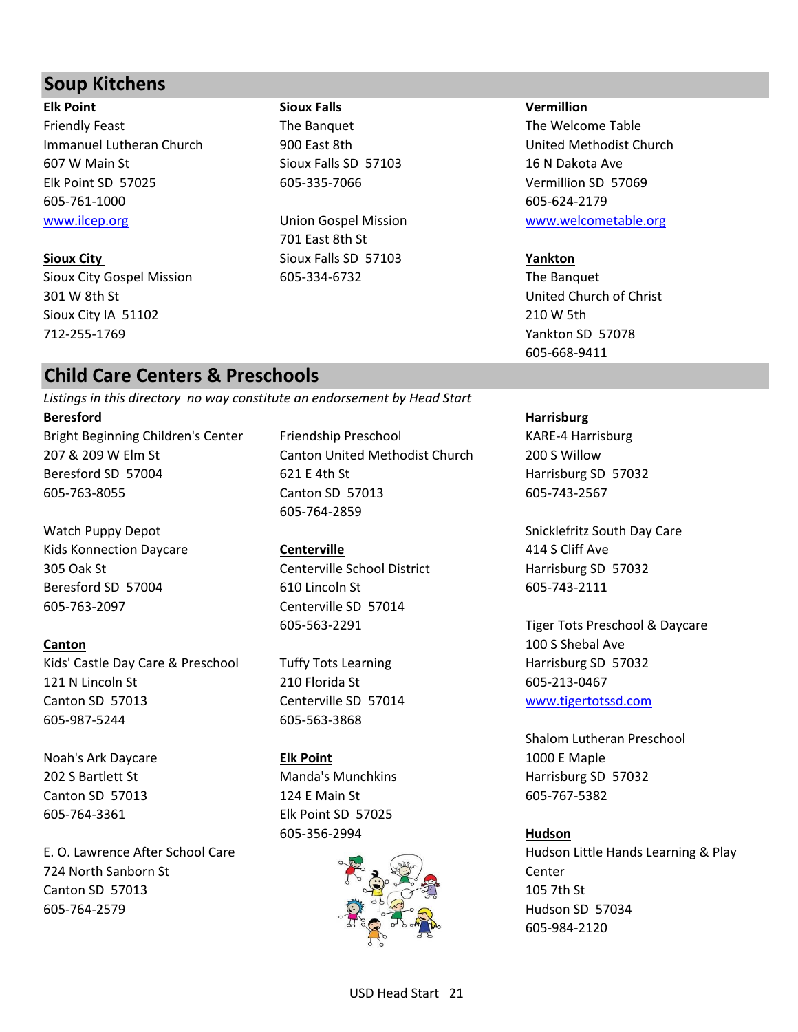## Soup Kitchens

**Elk Point**
Friendly Feast
Immanuel Lutheran Church
607 W Main St
Elk Point SD 57025
605-761-1000
www.ilcep.org

**Sioux City**
Sioux City Gospel Mission
301 W 8th St
Sioux City IA 51102
712-255-1769

**Sioux Falls**
The Banquet
900 East 8th
Sioux Falls SD 57103
605-335-7066

Union Gospel Mission
701 East 8th St
Sioux Falls SD 57103
605-334-6732

**Vermillion**
The Welcome Table
United Methodist Church
16 N Dakota Ave
Vermillion SD 57069
605-624-2179
www.welcometable.org

**Yankton**
The Banquet
United Church of Christ
210 W 5th
Yankton SD 57078
605-668-9411

## Child Care Centers & Preschools

*Listings in this directory no way constitute an endorsement by Head Start*

**Beresford**
Bright Beginning Children's Center
207 & 209 W Elm St
Beresford SD 57004
605-763-8055

Watch Puppy Depot
Kids Konnection Daycare
305 Oak St
Beresford SD 57004
605-763-2097

**Canton**
Kids' Castle Day Care & Preschool
121 N Lincoln St
Canton SD 57013
605-987-5244

Noah's Ark Daycare
202 S Bartlett St
Canton SD 57013
605-764-3361

E. O. Lawrence After School Care
724 North Sanborn St
Canton SD 57013
605-764-2579

Friendship Preschool
Canton United Methodist Church
621 E 4th St
Canton SD 57013
605-764-2859

**Centerville**
Centerville School District
610 Lincoln St
Centerville SD 57014
605-563-2291

Tuffy Tots Learning
210 Florida St
Centerville SD 57014
605-563-3868

**Elk Point**
Manda's Munchkins
124 E Main St
Elk Point SD 57025
605-356-2994

**Harrisburg**
KARE-4 Harrisburg
200 S Willow
Harrisburg SD 57032
605-743-2567

Snicklefritz South Day Care
414 S Cliff Ave
Harrisburg SD 57032
605-743-2111

Tiger Tots Preschool & Daycare
100 S Shebal Ave
Harrisburg SD 57032
605-213-0467
www.tigertotssd.com

Shalom Lutheran Preschool
1000 E Maple
Harrisburg SD 57032
605-767-5382

**Hudson**
Hudson Little Hands Learning & Play Center
105 7th St
Hudson SD 57034
605-984-2120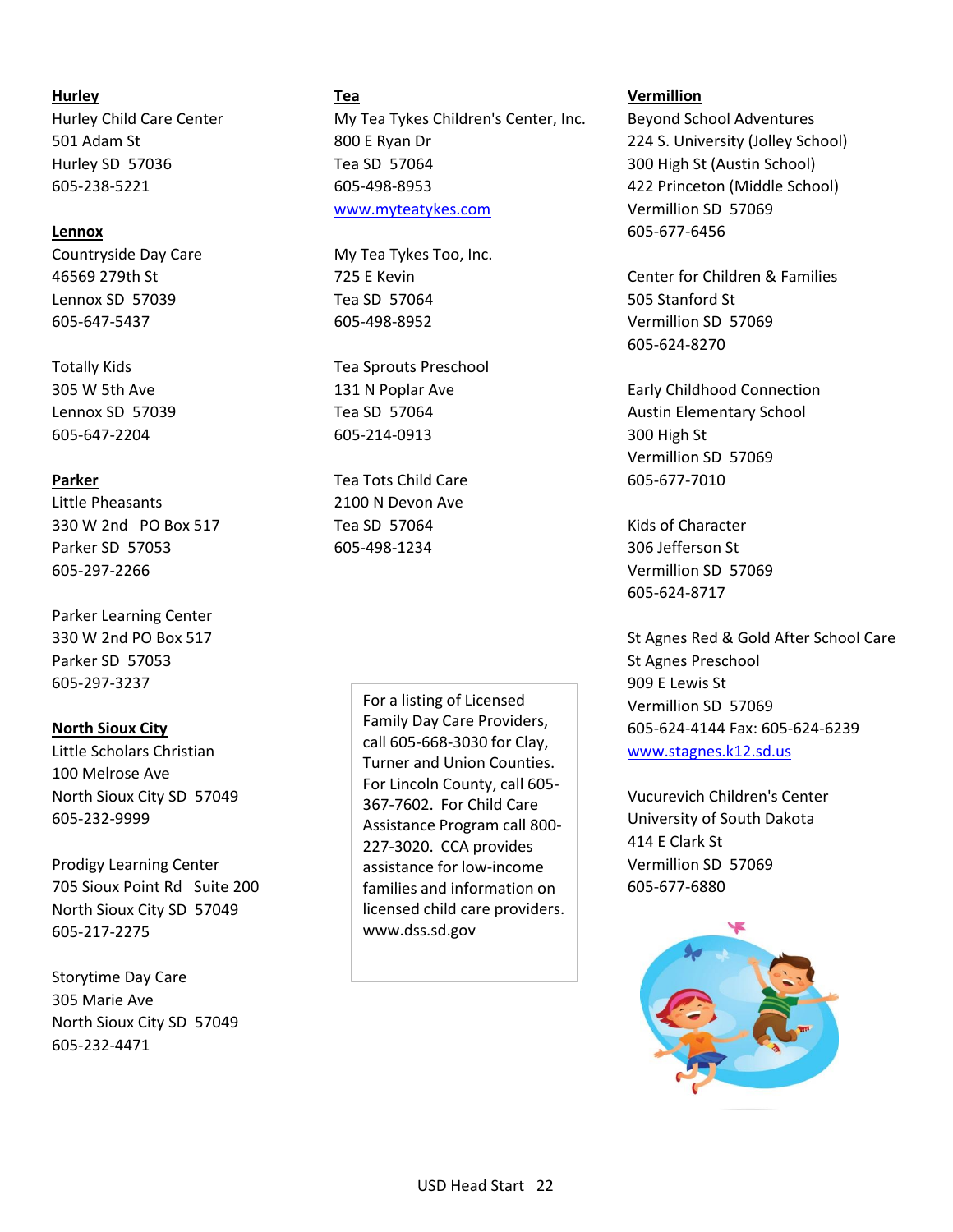**Hurley**

Hurley Child Care Center
501 Adam St
Hurley SD 57036
605-238-5221

**Lennox**

Countryside Day Care
46569 279th St
Lennox SD 57039
605-647-5437

Totally Kids
305 W 5th Ave
Lennox SD 57039
605-647-2204

**Parker**

Little Pheasants
330 W 2nd PO Box 517
Parker SD 57053
605-297-2266

Parker Learning Center
330 W 2nd PO Box 517
Parker SD 57053
605-297-3237

**North Sioux City**

Little Scholars Christian
100 Melrose Ave
North Sioux City SD 57049
605-232-9999

Prodigy Learning Center
705 Sioux Point Rd Suite 200
North Sioux City SD 57049
605-217-2275

Storytime Day Care
305 Marie Ave
North Sioux City SD 57049
605-232-4471

**Tea**

My Tea Tykes Children's Center, Inc.
800 E Ryan Dr
Tea SD 57064
605-498-8953
www.myteatykes.com

My Tea Tykes Too, Inc.
725 E Kevin
Tea SD 57064
605-498-8952

Tea Sprouts Preschool
131 N Poplar Ave
Tea SD 57064
605-214-0913

Tea Tots Child Care
2100 N Devon Ave
Tea SD 57064
605-498-1234

For a listing of Licensed Family Day Care Providers, call 605-668-3030 for Clay, Turner and Union Counties. For Lincoln County, call 605-367-7602. For Child Care Assistance Program call 800-227-3020. CCA provides assistance for low-income families and information on licensed child care providers. www.dss.sd.gov

**Vermillion**

Beyond School Adventures
224 S. University (Jolley School)
300 High St (Austin School)
422 Princeton (Middle School)
Vermillion SD 57069
605-677-6456

Center for Children & Families
505 Stanford St
Vermillion SD 57069
605-624-8270

Early Childhood Connection
Austin Elementary School
300 High St
Vermillion SD 57069
605-677-7010

Kids of Character
306 Jefferson St
Vermillion SD 57069
605-624-8717

St Agnes Red & Gold After School Care
St Agnes Preschool
909 E Lewis St
Vermillion SD 57069
605-624-4144 Fax: 605-624-6239
www.stagnes.k12.sd.us

Vucurevich Children's Center
University of South Dakota
414 E Clark St
Vermillion SD 57069
605-677-6880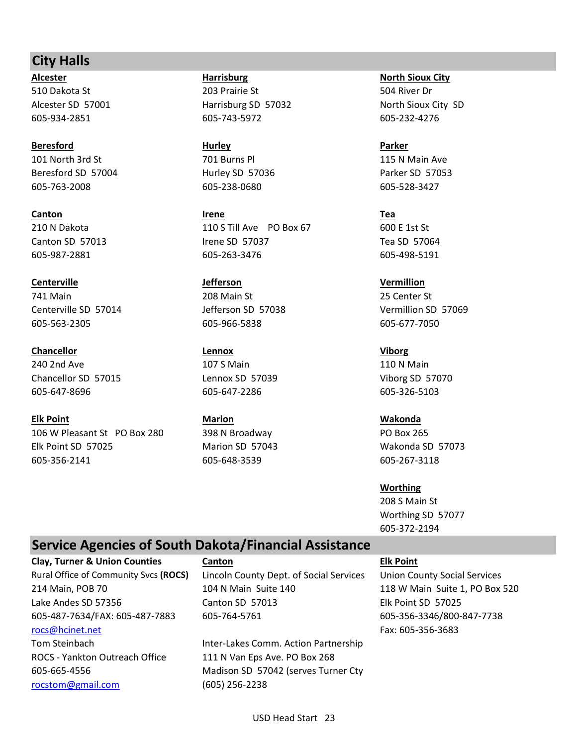## City Halls

**Alcester**
510 Dakota St
Alcester SD 57001
605-934-2851

**Beresford**
101 North 3rd St
Beresford SD 57004
605-763-2008

**Canton**
210 N Dakota
Canton SD 57013
605-987-2881

**Centerville**
741 Main
Centerville SD 57014
605-563-2305

**Chancellor**
240 2nd Ave
Chancellor SD 57015
605-647-8696

**Elk Point**
106 W Pleasant St PO Box 280
Elk Point SD 57025
605-356-2141

**Harrisburg**
203 Prairie St
Harrisburg SD 57032
605-743-5972

**Hurley**
701 Burns Pl
Hurley SD 57036
605-238-0680

**Irene**
110 S Till Ave PO Box 67
Irene SD 57037
605-263-3476

**Jefferson**
208 Main St
Jefferson SD 57038
605-966-5838

**Lennox**
107 S Main
Lennox SD 57039
605-647-2286

**Marion**
398 N Broadway
Marion SD 57043
605-648-3539

**North Sioux City**
504 River Dr
North Sioux City SD
605-232-4276

**Parker**
115 N Main Ave
Parker SD 57053
605-528-3427

**Tea**
600 E 1st St
Tea SD 57064
605-498-5191

**Vermillion**
25 Center St
Vermillion SD 57069
605-677-7050

**Viborg**
110 N Main
Viborg SD 57070
605-326-5103

**Wakonda**
PO Box 265
Wakonda SD 57073
605-267-3118

**Worthing**
208 S Main St
Worthing SD 57077
605-372-2194

## Service Agencies of South Dakota/Financial Assistance

**Clay, Turner & Union Counties**
Rural Office of Community Svcs **(ROCS)**
214 Main, POB 70
Lake Andes SD 57356
605-487-7634/FAX: 605-487-7883
rocs@hcinet.net
Tom Steinbach
ROCS - Yankton Outreach Office
605-665-4556
rocstom@gmail.com

**Canton**
Lincoln County Dept. of Social Services
104 N Main Suite 140
Canton SD 57013
605-764-5761

Inter-Lakes Comm. Action Partnership
111 N Van Eps Ave. PO Box 268
Madison SD 57042 (serves Turner Cty
(605) 256-2238

**Elk Point**
Union County Social Services
118 W Main Suite 1, PO Box 520
Elk Point SD 57025
605-356-3346/800-847-7738
Fax: 605-356-3683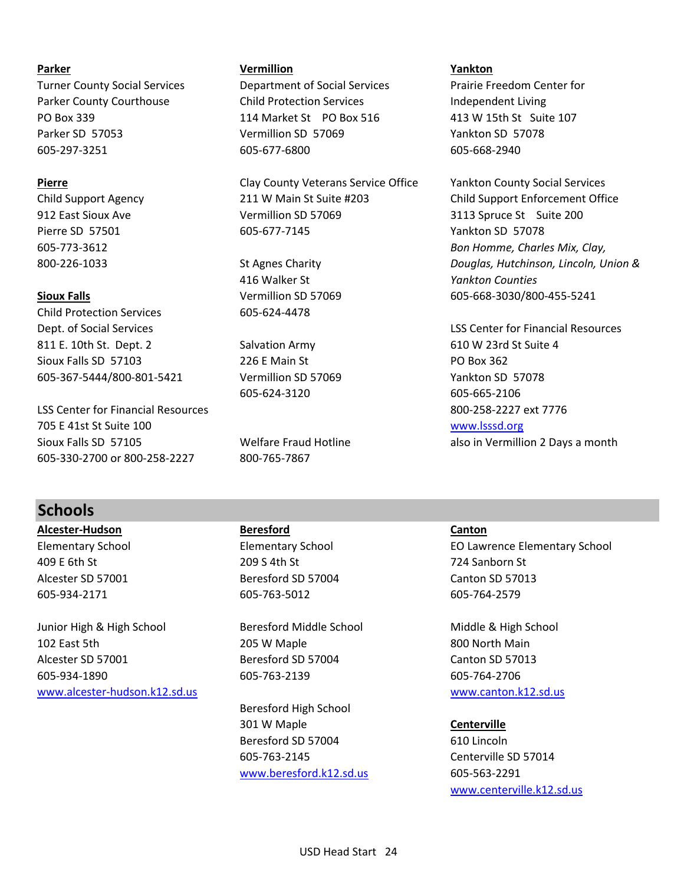**Parker**

Turner County Social Services
Parker County Courthouse
PO Box 339
Parker SD 57053
605-297-3251

**Pierre**

Child Support Agency
912 East Sioux Ave
Pierre SD 57501
605-773-3612
800-226-1033

**Sioux Falls**

Child Protection Services
Dept. of Social Services
811 E. 10th St. Dept. 2
Sioux Falls SD 57103
605-367-5444/800-801-5421

LSS Center for Financial Resources
705 E 41st St Suite 100
Sioux Falls SD 57105
605-330-2700 or 800-258-2227

**Vermillion**

Department of Social Services
Child Protection Services
114 Market St PO Box 516
Vermillion SD 57069
605-677-6800

Clay County Veterans Service Office
211 W Main St Suite #203
Vermillion SD 57069
605-677-7145

St Agnes Charity
416 Walker St
Vermillion SD 57069
605-624-4478

Salvation Army
226 E Main St
Vermillion SD 57069
605-624-3120

Welfare Fraud Hotline
800-765-7867

**Yankton**

Prairie Freedom Center for Independent Living
413 W 15th St Suite 107
Yankton SD 57078
605-668-2940

Yankton County Social Services
Child Support Enforcement Office
3113 Spruce St Suite 200
Yankton SD 57078
*Bon Homme, Charles Mix, Clay, Douglas, Hutchinson, Lincoln, Union & Yankton Counties*
605-668-3030/800-455-5241

LSS Center for Financial Resources
610 W 23rd St Suite 4
PO Box 362
Yankton SD 57078
605-665-2106
800-258-2227 ext 7776
www.lsssd.org
also in Vermillion 2 Days a month

## Schools

**Alcester-Hudson**

Elementary School
409 E 6th St
Alcester SD 57001
605-934-2171

Junior High & High School
102 East 5th
Alcester SD 57001
605-934-1890
www.alcester-hudson.k12.sd.us

**Beresford**

Elementary School
209 S 4th St
Beresford SD 57004
605-763-5012

Beresford Middle School
205 W Maple
Beresford SD 57004
605-763-2139

Beresford High School
301 W Maple
Beresford SD 57004
605-763-2145
www.beresford.k12.sd.us

**Canton**

EO Lawrence Elementary School
724 Sanborn St
Canton SD 57013
605-764-2579

Middle & High School
800 North Main
Canton SD 57013
605-764-2706
www.canton.k12.sd.us

**Centerville**

610 Lincoln
Centerville SD 57014
605-563-2291
www.centerville.k12.sd.us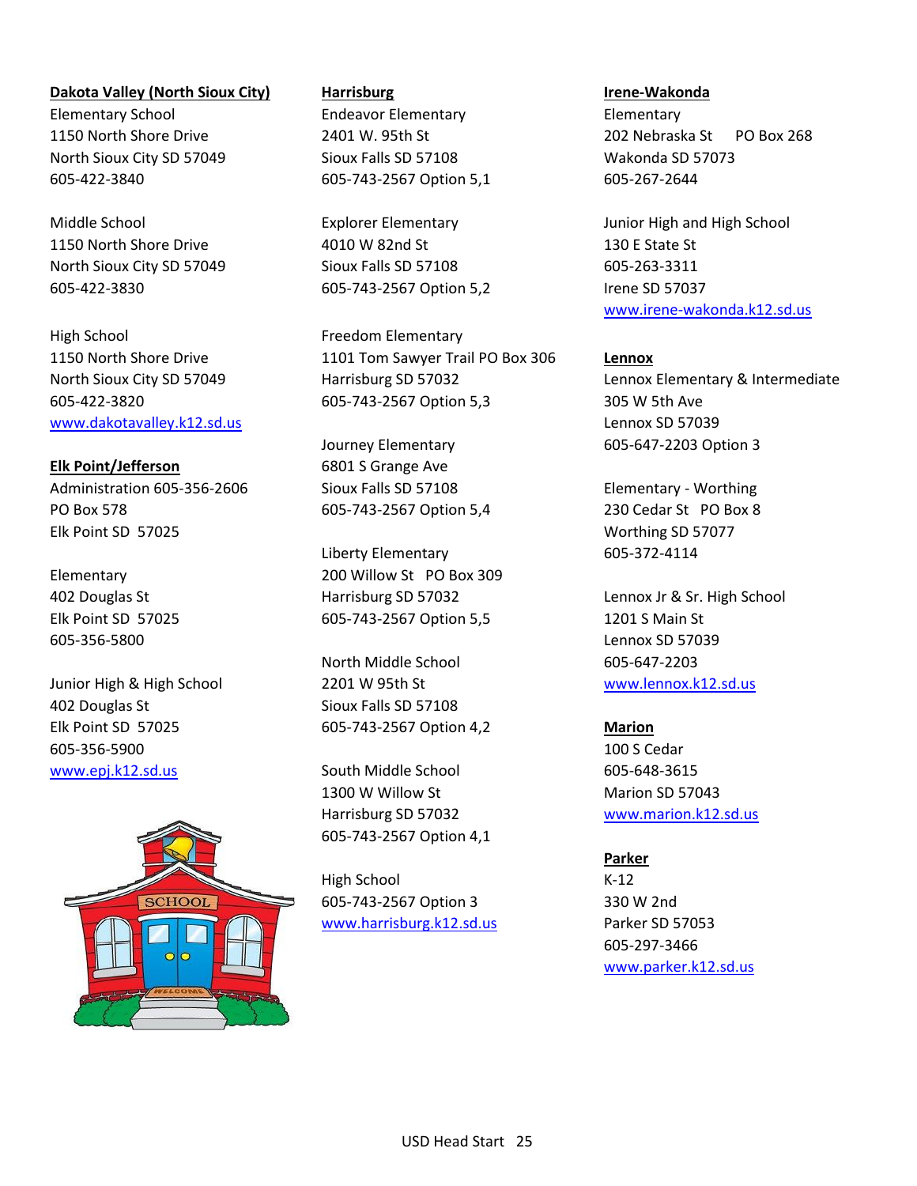**Dakota Valley (North Sioux City)**

Elementary School
1150 North Shore Drive
North Sioux City SD 57049
605-422-3840

Middle School
1150 North Shore Drive
North Sioux City SD 57049
605-422-3830

High School
1150 North Shore Drive
North Sioux City SD 57049
605-422-3820
www.dakotavalley.k12.sd.us

**Elk Point/Jefferson**

Administration 605-356-2606
PO Box 578
Elk Point SD 57025

Elementary
402 Douglas St
Elk Point SD 57025
605-356-5800

Junior High & High School
402 Douglas St
Elk Point SD 57025
605-356-5900
www.epj.k12.sd.us

**Harrisburg**

Endeavor Elementary
2401 W. 95th St
Sioux Falls SD 57108
605-743-2567 Option 5,1

Explorer Elementary
4010 W 82nd St
Sioux Falls SD 57108
605-743-2567 Option 5,2

Freedom Elementary
1101 Tom Sawyer Trail PO Box 306
Harrisburg SD 57032
605-743-2567 Option 5,3

Journey Elementary
6801 S Grange Ave
Sioux Falls SD 57108
605-743-2567 Option 5,4

Liberty Elementary
200 Willow St PO Box 309
Harrisburg SD 57032
605-743-2567 Option 5,5

North Middle School
2201 W 95th St
Sioux Falls SD 57108
605-743-2567 Option 4,2

South Middle School
1300 W Willow St
Harrisburg SD 57032
605-743-2567 Option 4,1

High School
605-743-2567 Option 3
www.harrisburg.k12.sd.us

**Irene-Wakonda**

Elementary
202 Nebraska St PO Box 268
Wakonda SD 57073
605-267-2644

Junior High and High School
130 E State St
605-263-3311
Irene SD 57037
www.irene-wakonda.k12.sd.us

**Lennox**

Lennox Elementary & Intermediate
305 W 5th Ave
Lennox SD 57039
605-647-2203 Option 3

Elementary - Worthing
230 Cedar St PO Box 8
Worthing SD 57077
605-372-4114

Lennox Jr & Sr. High School
1201 S Main St
Lennox SD 57039
605-647-2203
www.lennox.k12.sd.us

**Marion**

100 S Cedar
605-648-3615
Marion SD 57043
www.marion.k12.sd.us

**Parker**

K-12
330 W 2nd
Parker SD 57053
605-297-3466
www.parker.k12.sd.us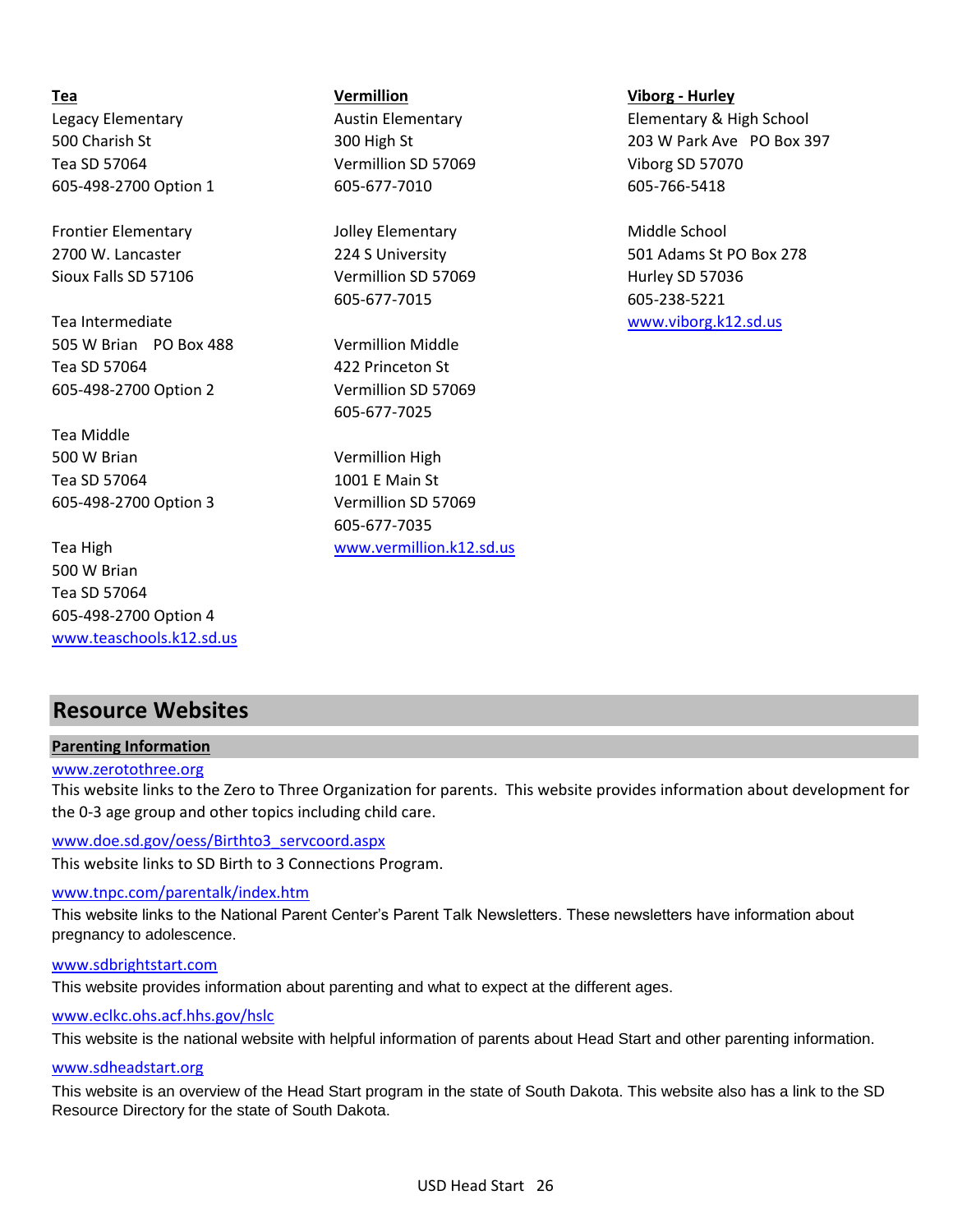**Tea**

Legacy Elementary
500 Charish St
Tea SD 57064
605-498-2700 Option 1

Frontier Elementary
2700 W. Lancaster
Sioux Falls SD 57106

Tea Intermediate
505 W Brian PO Box 488
Tea SD 57064
605-498-2700 Option 2

Tea Middle
500 W Brian
Tea SD 57064
605-498-2700 Option 3

Tea High
500 W Brian
Tea SD 57064
605-498-2700 Option 4
www.teaschools.k12.sd.us

**Vermillion**

Austin Elementary
300 High St
Vermillion SD 57069
605-677-7010

Jolley Elementary
224 S University
Vermillion SD 57069
605-677-7015

Vermillion Middle
422 Princeton St
Vermillion SD 57069
605-677-7025

Vermillion High
1001 E Main St
Vermillion SD 57069
605-677-7035
www.vermillion.k12.sd.us

**Viborg - Hurley**

Elementary & High School
203 W Park Ave PO Box 397
Viborg SD 57070
605-766-5418

Middle School
501 Adams St PO Box 278
Hurley SD 57036
605-238-5221
www.viborg.k12.sd.us

## Resource Websites

### Parenting Information

www.zerotothree.org
This website links to the Zero to Three Organization for parents. This website provides information about development for the 0-3 age group and other topics including child care.

www.doe.sd.gov/oess/Birthto3_servcoord.aspx
This website links to SD Birth to 3 Connections Program.

www.tnpc.com/parentalk/index.htm
This website links to the National Parent Center's Parent Talk Newsletters. These newsletters have information about pregnancy to adolescence.

www.sdbrightstart.com
This website provides information about parenting and what to expect at the different ages.

www.eclkc.ohs.acf.hhs.gov/hslc
This website is the national website with helpful information of parents about Head Start and other parenting information.

www.sdheadstart.org
This website is an overview of the Head Start program in the state of South Dakota. This website also has a link to the SD Resource Directory for the state of South Dakota.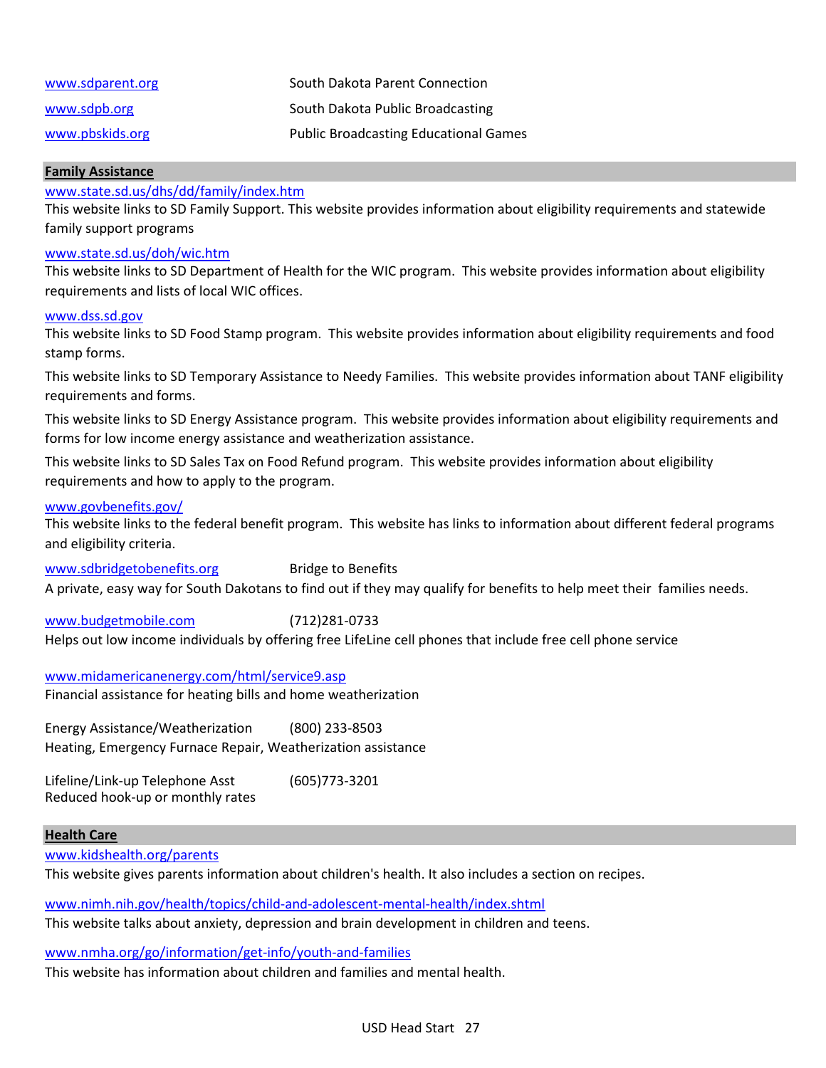www.sdparent.org South Dakota Parent Connection

www.sdpb.org South Dakota Public Broadcasting

www.pbskids.org Public Broadcasting Educational Games

## Family Assistance

www.state.sd.us/dhs/dd/family/index.htm

This website links to SD Family Support. This website provides information about eligibility requirements and statewide family support programs

www.state.sd.us/doh/wic.htm

This website links to SD Department of Health for the WIC program. This website provides information about eligibility requirements and lists of local WIC offices.

www.dss.sd.gov

This website links to SD Food Stamp program. This website provides information about eligibility requirements and food stamp forms.

This website links to SD Temporary Assistance to Needy Families. This website provides information about TANF eligibility requirements and forms.

This website links to SD Energy Assistance program. This website provides information about eligibility requirements and forms for low income energy assistance and weatherization assistance.

This website links to SD Sales Tax on Food Refund program. This website provides information about eligibility requirements and how to apply to the program.

www.govbenefits.gov/

This website links to the federal benefit program. This website has links to information about different federal programs and eligibility criteria.

www.sdbridgetobenefits.org Bridge to Benefits

A private, easy way for South Dakotans to find out if they may qualify for benefits to help meet their families needs.

www.budgetmobile.com (712)281-0733

Helps out low income individuals by offering free LifeLine cell phones that include free cell phone service

www.midamericanenergy.com/html/service9.asp

Financial assistance for heating bills and home weatherization

Energy Assistance/Weatherization (800) 233-8503

Heating, Emergency Furnace Repair, Weatherization assistance

Lifeline/Link-up Telephone Asst (605)773-3201

Reduced hook-up or monthly rates

## Health Care

www.kidshealth.org/parents

This website gives parents information about children's health. It also includes a section on recipes.

www.nimh.nih.gov/health/topics/child-and-adolescent-mental-health/index.shtml

This website talks about anxiety, depression and brain development in children and teens.

www.nmha.org/go/information/get-info/youth-and-families

This website has information about children and families and mental health.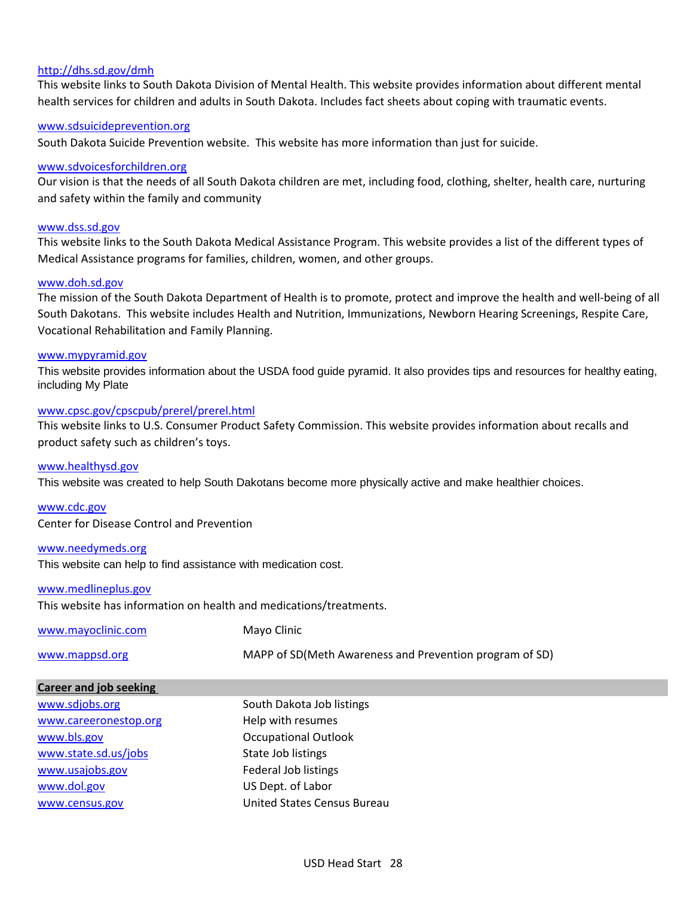http://dhs.sd.gov/dmh

This website links to South Dakota Division of Mental Health. This website provides information about different mental health services for children and adults in South Dakota. Includes fact sheets about coping with traumatic events.

www.sdsuicideprevention.org

South Dakota Suicide Prevention website. This website has more information than just for suicide.

www.sdvoicesforchildren.org

Our vision is that the needs of all South Dakota children are met, including food, clothing, shelter, health care, nurturing and safety within the family and community

www.dss.sd.gov

This website links to the South Dakota Medical Assistance Program. This website provides a list of the different types of Medical Assistance programs for families, children, women, and other groups.

www.doh.sd.gov

The mission of the South Dakota Department of Health is to promote, protect and improve the health and well-being of all South Dakotans. This website includes Health and Nutrition, Immunizations, Newborn Hearing Screenings, Respite Care, Vocational Rehabilitation and Family Planning.

www.mypyramid.gov

This website provides information about the USDA food guide pyramid. It also provides tips and resources for healthy eating, including My Plate

www.cpsc.gov/cpscpub/prerel/prerel.html

This website links to U.S. Consumer Product Safety Commission. This website provides information about recalls and product safety such as children's toys.

www.healthysd.gov

This website was created to help South Dakotans become more physically active and make healthier choices.

www.cdc.gov

Center for Disease Control and Prevention

www.needymeds.org

This website can help to find assistance with medication cost.

www.medlineplus.gov

This website has information on health and medications/treatments.

| | |
|---|---|
| www.mayoclinic.com | Mayo Clinic |
| www.mappsd.org | MAPP of SD(Meth Awareness and Prevention program of SD) |

## Career and job seeking

| | |
|---|---|
| www.sdjobs.org | South Dakota Job listings |
| www.careeronestop.org | Help with resumes |
| www.bls.gov | Occupational Outlook |
| www.state.sd.us/jobs | State Job listings |
| www.usajobs.gov | Federal Job listings |
| www.dol.gov | US Dept. of Labor |
| www.census.gov | United States Census Bureau |